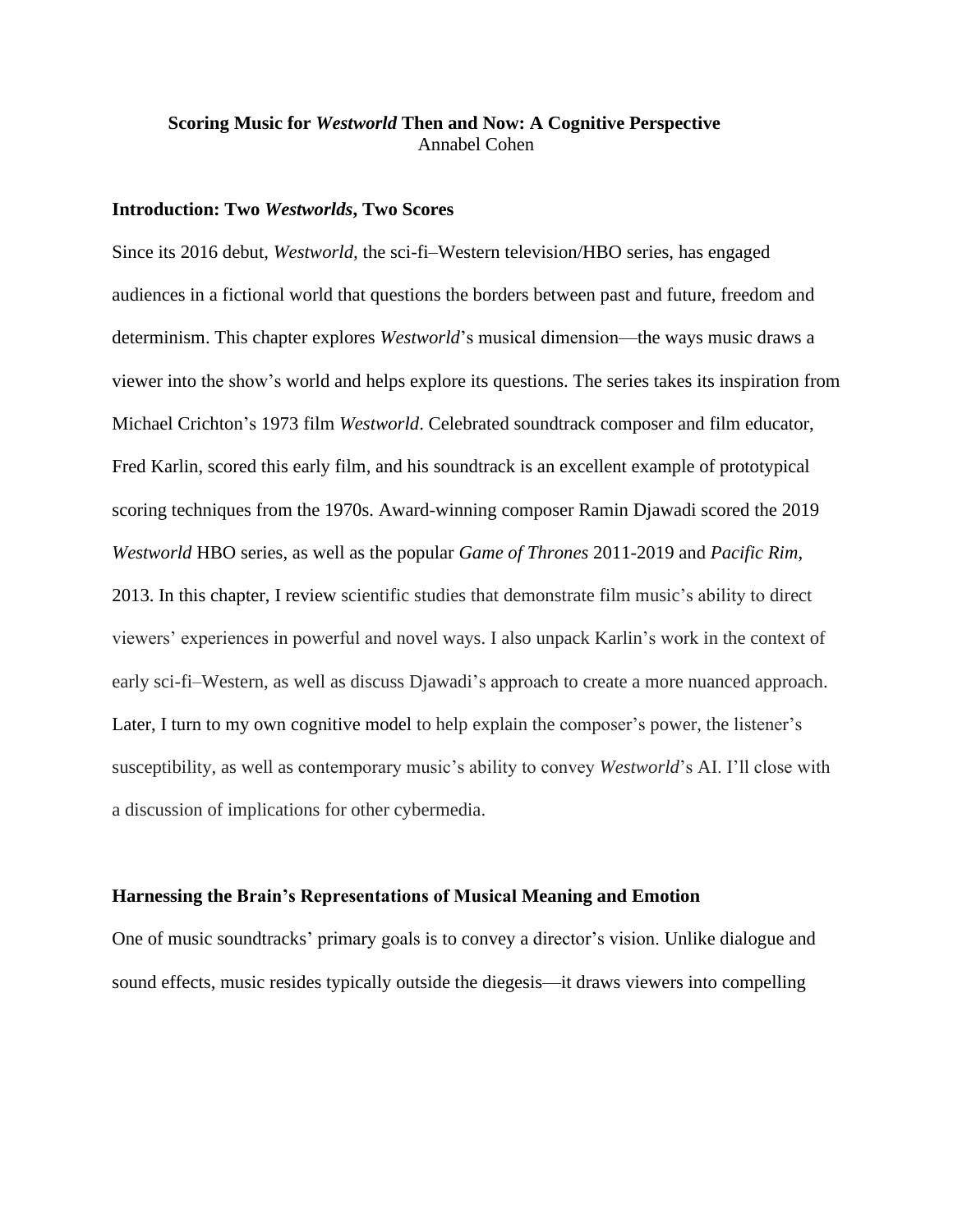# Scoring Music for *Westworld* Then and Now: A Cognitive Perspective

Annabel Cohen

## Introduction: Two *Westworlds*, Two Scores

Since its 2016 debut, *Westworld*, the sci-fi–Western television/HBO series, has engaged audiences in a fictional world that questions the borders between past and future, freedom and determinism. This chapter explores *Westworld*'s musical dimension—the ways music draws a viewer into the show's world and helps explore its questions. The series takes its inspiration from Michael Crichton's 1973 film *Westworld*. Celebrated soundtrack composer and film educator, Fred Karlin, scored this early film, and his soundtrack is an excellent example of prototypical scoring techniques from the 1970s. Award-winning composer Ramin Djawadi scored the 2019 *Westworld* HBO series, as well as the popular *Game of Thrones* 2011-2019 and *Pacific Rim*, 2013. In this chapter, I review scientific studies that demonstrate film music's ability to direct viewers' experiences in powerful and novel ways. I also unpack Karlin's work in the context of early sci-fi–Western, as well as discuss Djawadi's approach to create a more nuanced approach. Later, I turn to my own cognitive model to help explain the composer's power, the listener's susceptibility, as well as contemporary music's ability to convey *Westworld*'s AI. I'll close with a discussion of implications for other cybermedia.

## Harnessing the Brain's Representations of Musical Meaning and Emotion

One of music soundtracks' primary goals is to convey a director's vision. Unlike dialogue and sound effects, music resides typically outside the diegesis—it draws viewers into compelling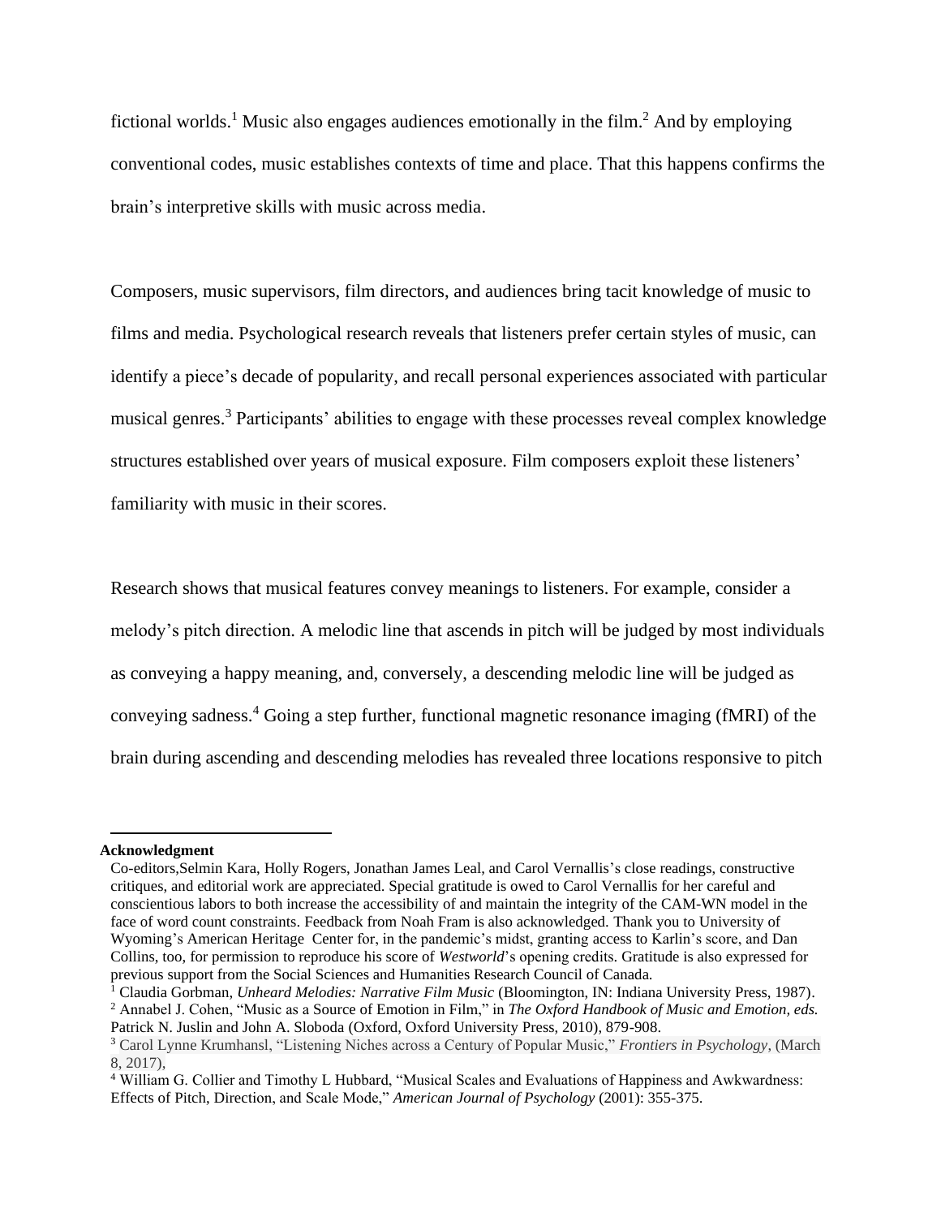fictional worlds.[1] Music also engages audiences emotionally in the film.[2] And by employing conventional codes, music establishes contexts of time and place. That this happens confirms the brain's interpretive skills with music across media.

Composers, music supervisors, film directors, and audiences bring tacit knowledge of music to films and media. Psychological research reveals that listeners prefer certain styles of music, can identify a piece's decade of popularity, and recall personal experiences associated with particular musical genres.[3] Participants' abilities to engage with these processes reveal complex knowledge structures established over years of musical exposure. Film composers exploit these listeners' familiarity with music in their scores.

Research shows that musical features convey meanings to listeners. For example, consider a melody's pitch direction. A melodic line that ascends in pitch will be judged by most individuals as conveying a happy meaning, and, conversely, a descending melodic line will be judged as conveying sadness.[4] Going a step further, functional magnetic resonance imaging (fMRI) of the brain during ascending and descending melodies has revealed three locations responsive to pitch

---

**Acknowledgment**

Co-editors,Selmin Kara, Holly Rogers, Jonathan James Leal, and Carol Vernallis's close readings, constructive critiques, and editorial work are appreciated. Special gratitude is owed to Carol Vernallis for her careful and conscientious labors to both increase the accessibility of and maintain the integrity of the CAM-WN model in the face of word count constraints. Feedback from Noah Fram is also acknowledged. Thank you to University of Wyoming's American Heritage Center for, in the pandemic's midst, granting access to Karlin's score, and Dan Collins, too, for permission to reproduce his score of *Westworld*'s opening credits. Gratitude is also expressed for previous support from the Social Sciences and Humanities Research Council of Canada.

[1] Claudia Gorbman, *Unheard Melodies: Narrative Film Music* (Bloomington, IN: Indiana University Press, 1987).

[2] Annabel J. Cohen, "Music as a Source of Emotion in Film," in *The Oxford Handbook of Music and Emotion, eds.* Patrick N. Juslin and John A. Sloboda (Oxford, Oxford University Press, 2010), 879-908.

[3] Carol Lynne Krumhansl, "Listening Niches across a Century of Popular Music," *Frontiers in Psychology*, (March 8, 2017),

[4] William G. Collier and Timothy L Hubbard, "Musical Scales and Evaluations of Happiness and Awkwardness: Effects of Pitch, Direction, and Scale Mode," *American Journal of Psychology* (2001): 355-375.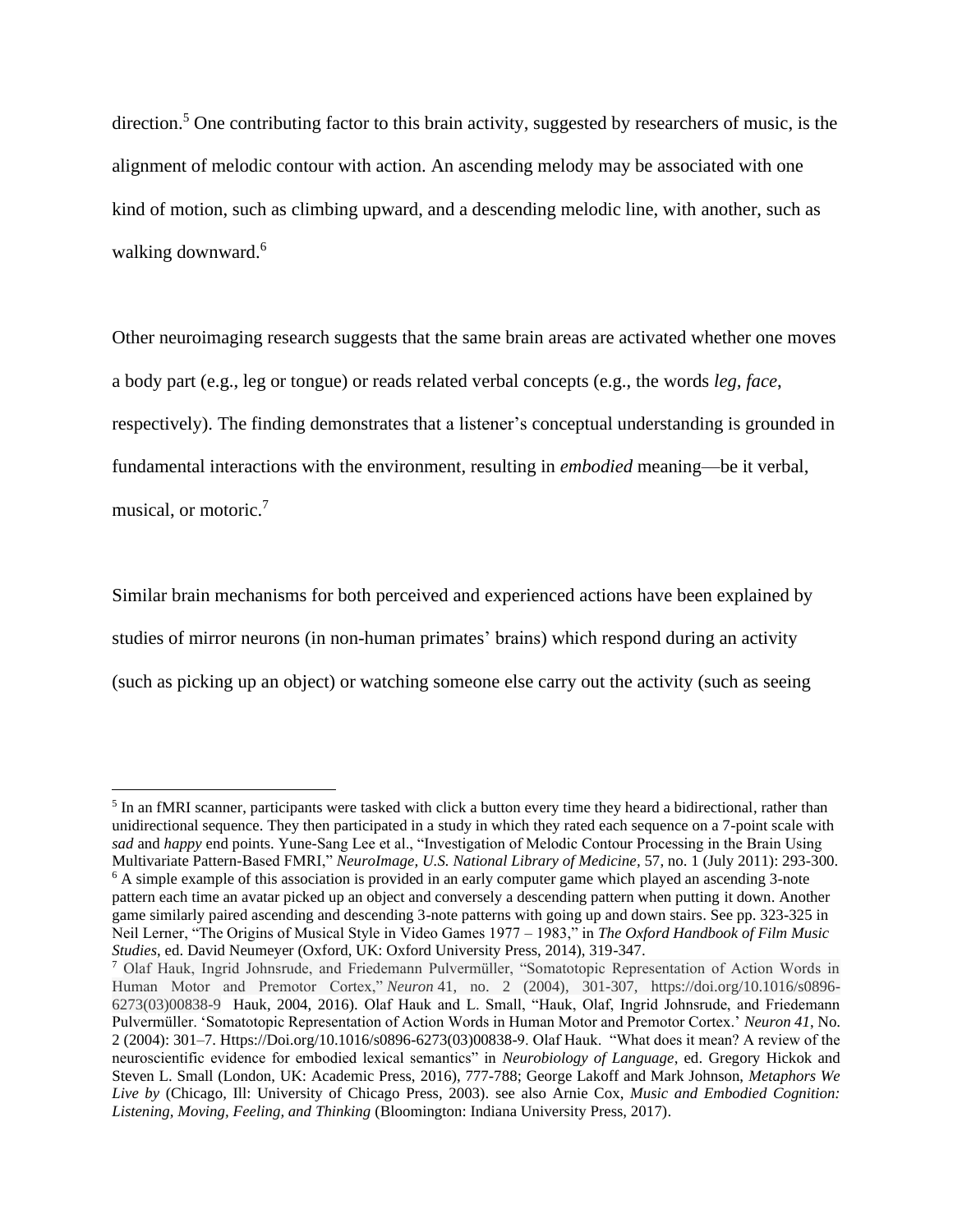direction.[5] One contributing factor to this brain activity, suggested by researchers of music, is the alignment of melodic contour with action. An ascending melody may be associated with one kind of motion, such as climbing upward, and a descending melodic line, with another, such as walking downward.[6]

Other neuroimaging research suggests that the same brain areas are activated whether one moves a body part (e.g., leg or tongue) or reads related verbal concepts (e.g., the words *leg*, *face*, respectively). The finding demonstrates that a listener's conceptual understanding is grounded in fundamental interactions with the environment, resulting in *embodied* meaning—be it verbal, musical, or motoric.[7]

Similar brain mechanisms for both perceived and experienced actions have been explained by studies of mirror neurons (in non-human primates' brains) which respond during an activity (such as picking up an object) or watching someone else carry out the activity (such as seeing

---

[5] In an fMRI scanner, participants were tasked with click a button every time they heard a bidirectional, rather than unidirectional sequence. They then participated in a study in which they rated each sequence on a 7-point scale with *sad* and *happy* end points. Yune-Sang Lee et al., "Investigation of Melodic Contour Processing in the Brain Using Multivariate Pattern-Based FMRI," *NeuroImage, U.S. National Library of Medicine*, 57, no. 1 (July 2011): 293-300.

[6] A simple example of this association is provided in an early computer game which played an ascending 3-note pattern each time an avatar picked up an object and conversely a descending pattern when putting it down. Another game similarly paired ascending and descending 3-note patterns with going up and down stairs. See pp. 323-325 in Neil Lerner, "The Origins of Musical Style in Video Games 1977 – 1983," in *The Oxford Handbook of Film Music Studies*, ed. David Neumeyer (Oxford, UK: Oxford University Press, 2014), 319-347.

[7] Olaf Hauk, Ingrid Johnsrude, and Friedemann Pulvermüller, "Somatotopic Representation of Action Words in Human Motor and Premotor Cortex," *Neuron* 41, no. 2 (2004), 301-307, https://doi.org/10.1016/s0896-6273(03)00838-9 Hauk, 2004, 2016). Olaf Hauk and L. Small, "Hauk, Olaf, Ingrid Johnsrude, and Friedemann Pulvermüller. 'Somatotopic Representation of Action Words in Human Motor and Premotor Cortex.' *Neuron 41*, No. 2 (2004): 301–7. Https://Doi.org/10.1016/s0896-6273(03)00838-9. Olaf Hauk. "What does it mean? A review of the neuroscientific evidence for embodied lexical semantics" in *Neurobiology of Language*, ed. Gregory Hickok and Steven L. Small (London, UK: Academic Press, 2016), 777-788; George Lakoff and Mark Johnson, *Metaphors We Live by* (Chicago, Ill: University of Chicago Press, 2003). see also Arnie Cox, *Music and Embodied Cognition: Listening, Moving, Feeling, and Thinking* (Bloomington: Indiana University Press, 2017).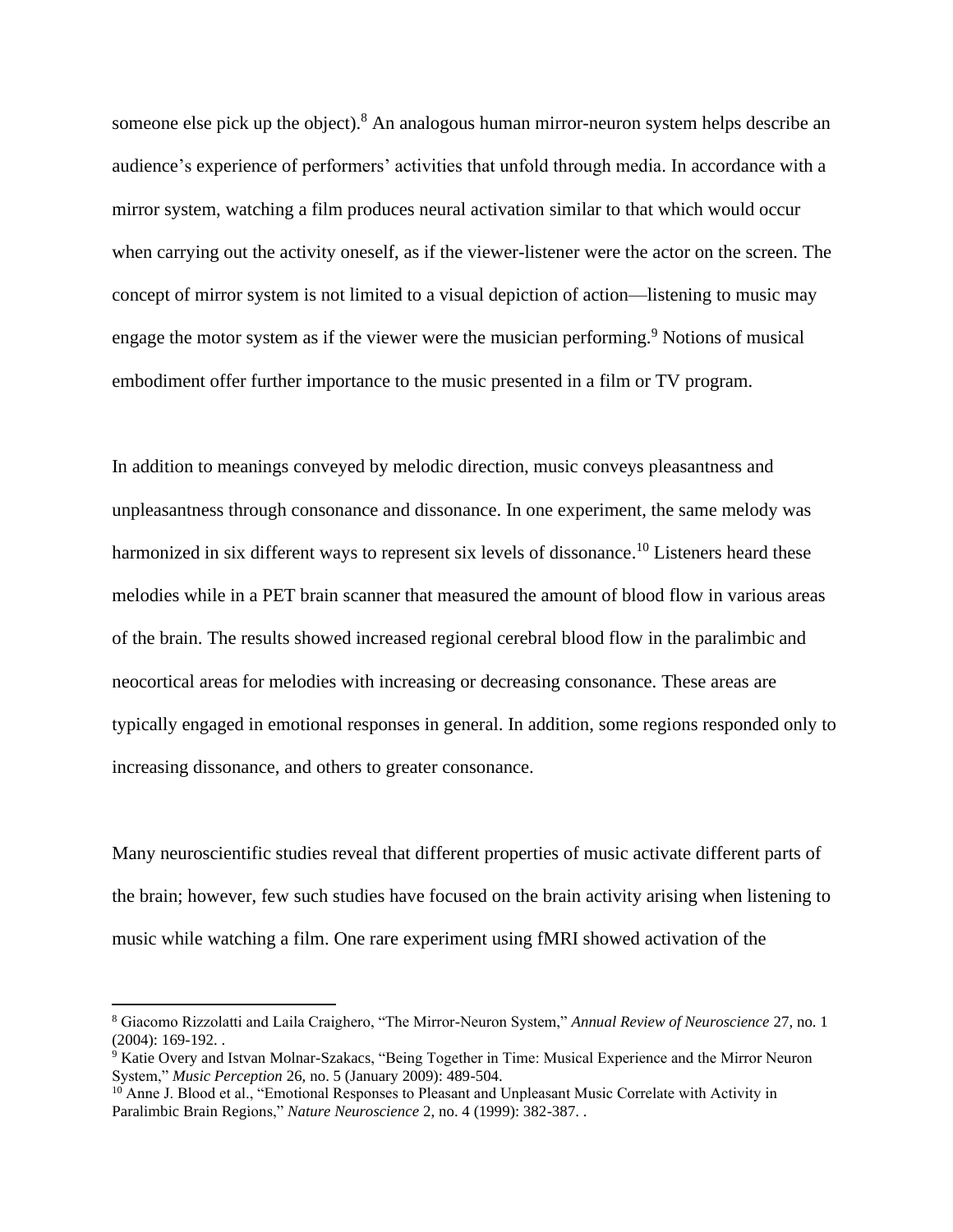someone else pick up the object).[8] An analogous human mirror-neuron system helps describe an audience's experience of performers' activities that unfold through media. In accordance with a mirror system, watching a film produces neural activation similar to that which would occur when carrying out the activity oneself, as if the viewer-listener were the actor on the screen. The concept of mirror system is not limited to a visual depiction of action—listening to music may engage the motor system as if the viewer were the musician performing.[9] Notions of musical embodiment offer further importance to the music presented in a film or TV program.

In addition to meanings conveyed by melodic direction, music conveys pleasantness and unpleasantness through consonance and dissonance. In one experiment, the same melody was harmonized in six different ways to represent six levels of dissonance.[10] Listeners heard these melodies while in a PET brain scanner that measured the amount of blood flow in various areas of the brain. The results showed increased regional cerebral blood flow in the paralimbic and neocortical areas for melodies with increasing or decreasing consonance. These areas are typically engaged in emotional responses in general. In addition, some regions responded only to increasing dissonance, and others to greater consonance.

Many neuroscientific studies reveal that different properties of music activate different parts of the brain; however, few such studies have focused on the brain activity arising when listening to music while watching a film. One rare experiment using fMRI showed activation of the

---

[8] Giacomo Rizzolatti and Laila Craighero, "The Mirror-Neuron System," *Annual Review of Neuroscience* 27, no. 1 (2004): 169-192. .

[9] Katie Overy and Istvan Molnar-Szakacs, "Being Together in Time: Musical Experience and the Mirror Neuron System," *Music Perception* 26, no. 5 (January 2009): 489-504.

[10] Anne J. Blood et al., "Emotional Responses to Pleasant and Unpleasant Music Correlate with Activity in Paralimbic Brain Regions," *Nature Neuroscience* 2, no. 4 (1999): 382-387. .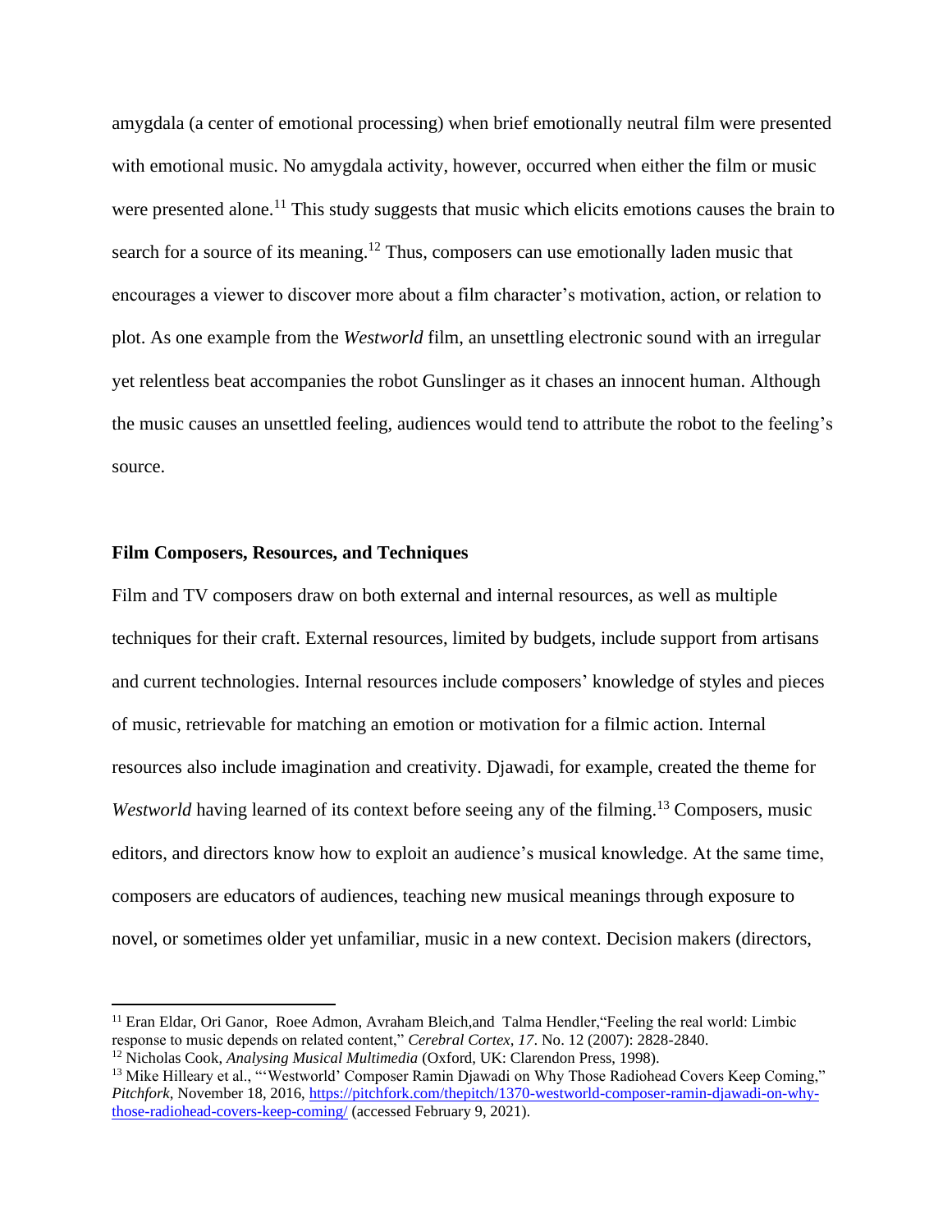amygdala (a center of emotional processing) when brief emotionally neutral film were presented with emotional music. No amygdala activity, however, occurred when either the film or music were presented alone.[11] This study suggests that music which elicits emotions causes the brain to search for a source of its meaning.[12] Thus, composers can use emotionally laden music that encourages a viewer to discover more about a film character's motivation, action, or relation to plot. As one example from the *Westworld* film, an unsettling electronic sound with an irregular yet relentless beat accompanies the robot Gunslinger as it chases an innocent human. Although the music causes an unsettled feeling, audiences would tend to attribute the robot to the feeling's source.

**Film Composers, Resources, and Techniques**

Film and TV composers draw on both external and internal resources, as well as multiple techniques for their craft. External resources, limited by budgets, include support from artisans and current technologies. Internal resources include composers' knowledge of styles and pieces of music, retrievable for matching an emotion or motivation for a filmic action. Internal resources also include imagination and creativity. Djawadi, for example, created the theme for *Westworld* having learned of its context before seeing any of the filming.[13] Composers, music editors, and directors know how to exploit an audience's musical knowledge. At the same time, composers are educators of audiences, teaching new musical meanings through exposure to novel, or sometimes older yet unfamiliar, music in a new context. Decision makers (directors,

---

[11] Eran Eldar, Ori Ganor, Roee Admon, Avraham Bleich,and Talma Hendler,"Feeling the real world: Limbic response to music depends on related content," *Cerebral Cortex, 17*. No. 12 (2007): 2828-2840.

[12] Nicholas Cook, *Analysing Musical Multimedia* (Oxford, UK: Clarendon Press, 1998).

[13] Mike Hilleary et al., "'Westworld' Composer Ramin Djawadi on Why Those Radiohead Covers Keep Coming," *Pitchfork*, November 18, 2016, https://pitchfork.com/thepitch/1370-westworld-composer-ramin-djawadi-on-why-those-radiohead-covers-keep-coming/ (accessed February 9, 2021).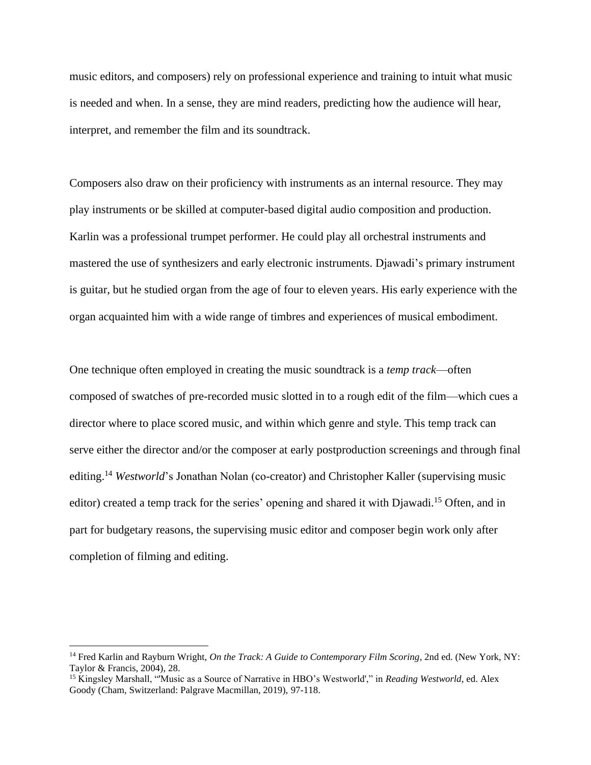music editors, and composers) rely on professional experience and training to intuit what music is needed and when. In a sense, they are mind readers, predicting how the audience will hear, interpret, and remember the film and its soundtrack.

Composers also draw on their proficiency with instruments as an internal resource. They may play instruments or be skilled at computer-based digital audio composition and production. Karlin was a professional trumpet performer. He could play all orchestral instruments and mastered the use of synthesizers and early electronic instruments. Djawadi's primary instrument is guitar, but he studied organ from the age of four to eleven years. His early experience with the organ acquainted him with a wide range of timbres and experiences of musical embodiment.

One technique often employed in creating the music soundtrack is a *temp track*—often composed of swatches of pre-recorded music slotted in to a rough edit of the film—which cues a director where to place scored music, and within which genre and style. This temp track can serve either the director and/or the composer at early postproduction screenings and through final editing.[14] *Westworld*'s Jonathan Nolan (co-creator) and Christopher Kaller (supervising music editor) created a temp track for the series' opening and shared it with Djawadi.[15] Often, and in part for budgetary reasons, the supervising music editor and composer begin work only after completion of filming and editing.

---

[14] Fred Karlin and Rayburn Wright, *On the Track: A Guide to Contemporary Film Scoring*, 2nd ed. (New York, NY: Taylor & Francis, 2004), 28.

[15] Kingsley Marshall, "'Music as a Source of Narrative in HBO's Westworld'," in *Reading Westworld*, ed. Alex Goody (Cham, Switzerland: Palgrave Macmillan, 2019), 97-118.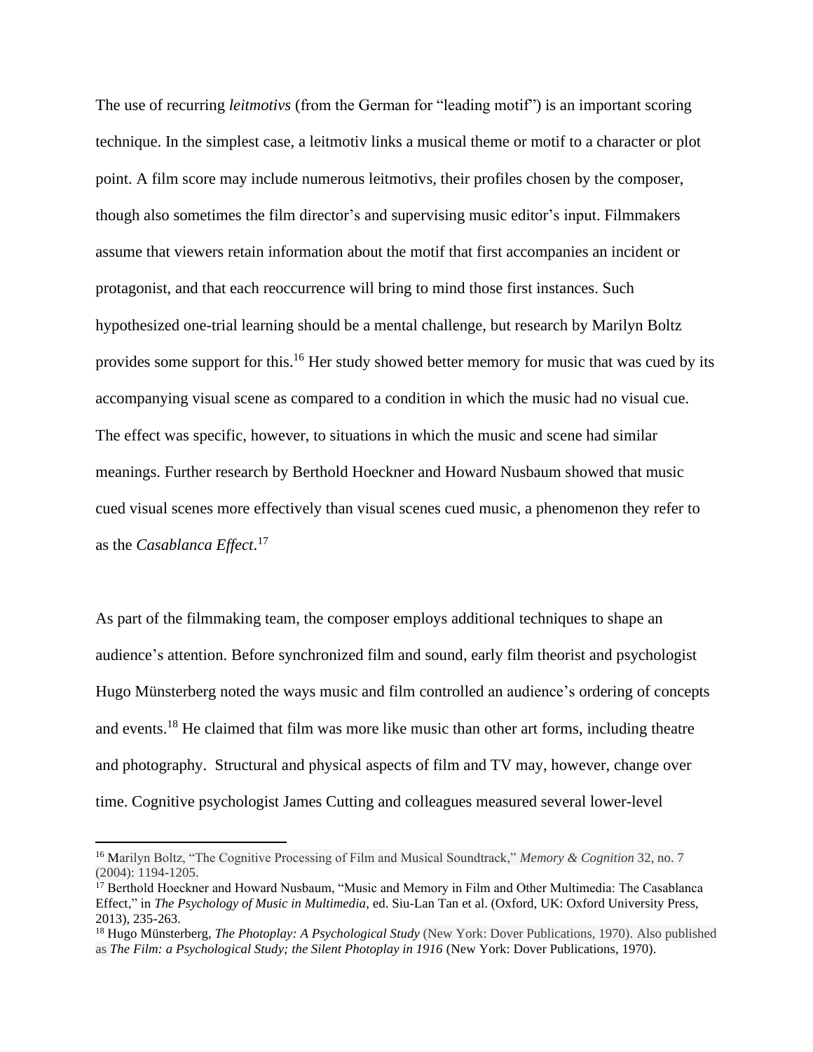The use of recurring *leitmotivs* (from the German for "leading motif") is an important scoring technique. In the simplest case, a leitmotiv links a musical theme or motif to a character or plot point. A film score may include numerous leitmotivs, their profiles chosen by the composer, though also sometimes the film director's and supervising music editor's input. Filmmakers assume that viewers retain information about the motif that first accompanies an incident or protagonist, and that each reoccurrence will bring to mind those first instances. Such hypothesized one-trial learning should be a mental challenge, but research by Marilyn Boltz provides some support for this.[16] Her study showed better memory for music that was cued by its accompanying visual scene as compared to a condition in which the music had no visual cue. The effect was specific, however, to situations in which the music and scene had similar meanings. Further research by Berthold Hoeckner and Howard Nusbaum showed that music cued visual scenes more effectively than visual scenes cued music, a phenomenon they refer to as the *Casablanca Effect*.[17]

As part of the filmmaking team, the composer employs additional techniques to shape an audience's attention. Before synchronized film and sound, early film theorist and psychologist Hugo Münsterberg noted the ways music and film controlled an audience's ordering of concepts and events.[18] He claimed that film was more like music than other art forms, including theatre and photography. Structural and physical aspects of film and TV may, however, change over time. Cognitive psychologist James Cutting and colleagues measured several lower-level

---

[16] Marilyn Boltz, "The Cognitive Processing of Film and Musical Soundtrack," *Memory & Cognition* 32, no. 7 (2004): 1194-1205.

[17] Berthold Hoeckner and Howard Nusbaum, "Music and Memory in Film and Other Multimedia: The Casablanca Effect," in *The Psychology of Music in Multimedia*, ed. Siu-Lan Tan et al. (Oxford, UK: Oxford University Press, 2013), 235-263.

[18] Hugo Münsterberg, *The Photoplay: A Psychological Study* (New York: Dover Publications, 1970). Also published as *The Film: a Psychological Study; the Silent Photoplay in 1916* (New York: Dover Publications, 1970).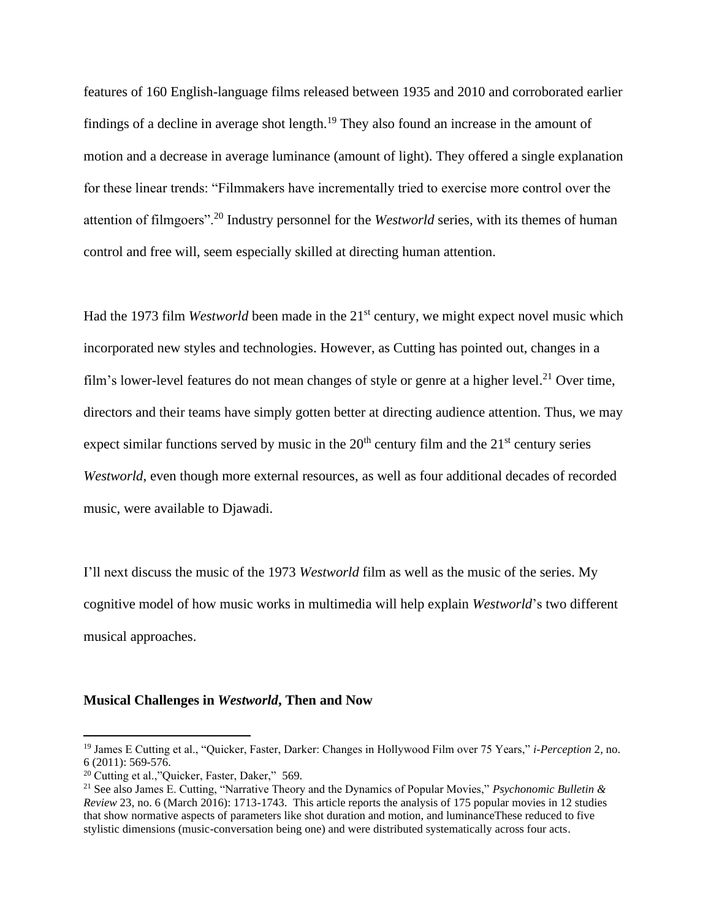features of 160 English-language films released between 1935 and 2010 and corroborated earlier findings of a decline in average shot length.[19] They also found an increase in the amount of motion and a decrease in average luminance (amount of light). They offered a single explanation for these linear trends: "Filmmakers have incrementally tried to exercise more control over the attention of filmgoers".[20] Industry personnel for the *Westworld* series, with its themes of human control and free will, seem especially skilled at directing human attention.

Had the 1973 film *Westworld* been made in the 21st century, we might expect novel music which incorporated new styles and technologies. However, as Cutting has pointed out, changes in a film's lower-level features do not mean changes of style or genre at a higher level.[21] Over time, directors and their teams have simply gotten better at directing audience attention. Thus, we may expect similar functions served by music in the 20th century film and the 21st century series *Westworld*, even though more external resources, as well as four additional decades of recorded music, were available to Djawadi.

I'll next discuss the music of the 1973 *Westworld* film as well as the music of the series. My cognitive model of how music works in multimedia will help explain *Westworld*'s two different musical approaches.

**Musical Challenges in *Westworld*, Then and Now**

[19] James E Cutting et al., "Quicker, Faster, Darker: Changes in Hollywood Film over 75 Years," *i-Perception* 2, no. 6 (2011): 569-576.

[20] Cutting et al.,"Quicker, Faster, Daker," 569.

[21] See also James E. Cutting, "Narrative Theory and the Dynamics of Popular Movies," *Psychonomic Bulletin & Review* 23, no. 6 (March 2016): 1713-1743. This article reports the analysis of 175 popular movies in 12 studies that show normative aspects of parameters like shot duration and motion, and luminanceThese reduced to five stylistic dimensions (music-conversation being one) and were distributed systematically across four acts.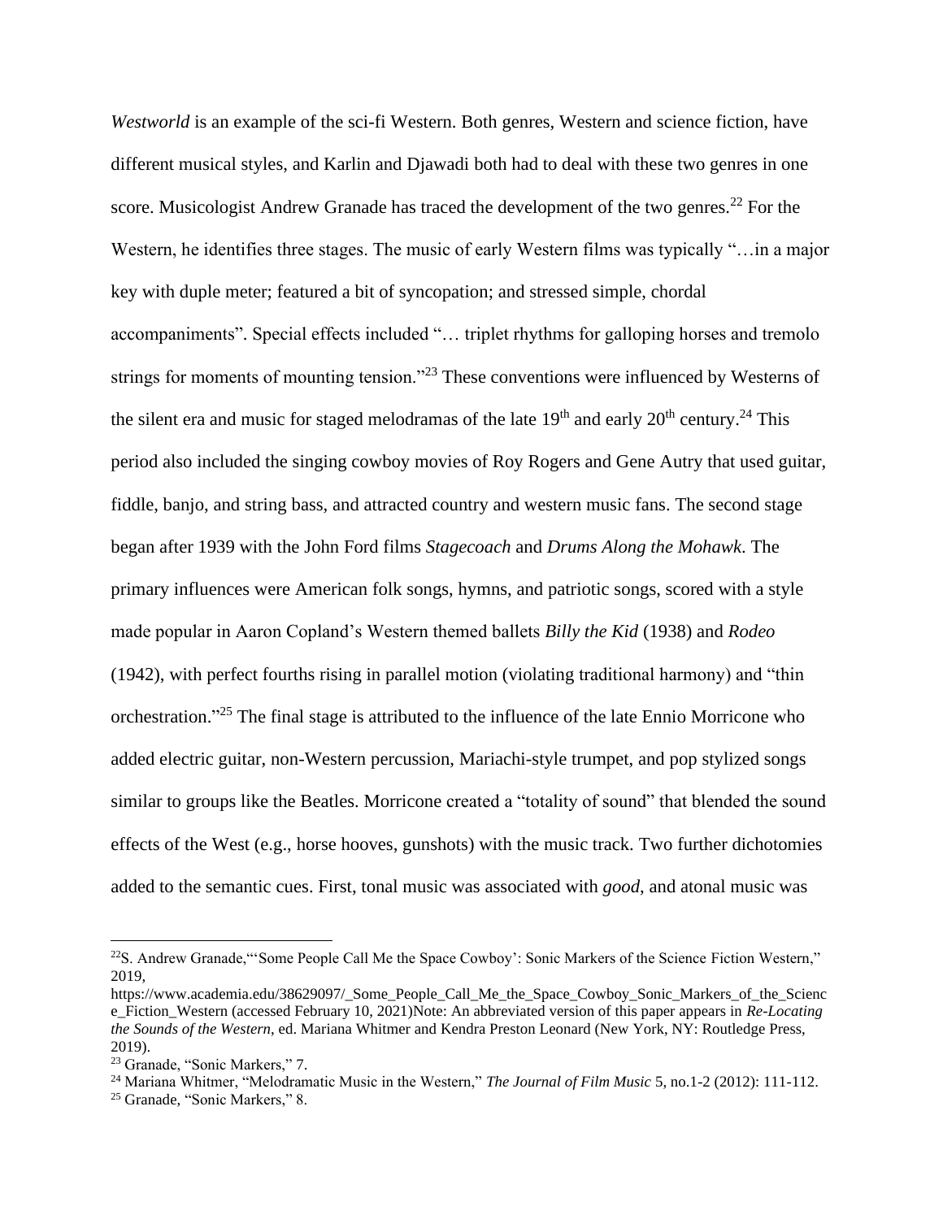*Westworld* is an example of the sci-fi Western. Both genres, Western and science fiction, have different musical styles, and Karlin and Djawadi both had to deal with these two genres in one score. Musicologist Andrew Granade has traced the development of the two genres.[22] For the Western, he identifies three stages. The music of early Western films was typically "…in a major key with duple meter; featured a bit of syncopation; and stressed simple, chordal accompaniments". Special effects included "… triplet rhythms for galloping horses and tremolo strings for moments of mounting tension."[23] These conventions were influenced by Westerns of the silent era and music for staged melodramas of the late 19th and early 20th century.[24] This period also included the singing cowboy movies of Roy Rogers and Gene Autry that used guitar, fiddle, banjo, and string bass, and attracted country and western music fans. The second stage began after 1939 with the John Ford films *Stagecoach* and *Drums Along the Mohawk*. The primary influences were American folk songs, hymns, and patriotic songs, scored with a style made popular in Aaron Copland's Western themed ballets *Billy the Kid* (1938) and *Rodeo* (1942), with perfect fourths rising in parallel motion (violating traditional harmony) and "thin orchestration."[25] The final stage is attributed to the influence of the late Ennio Morricone who added electric guitar, non-Western percussion, Mariachi-style trumpet, and pop stylized songs similar to groups like the Beatles. Morricone created a "totality of sound" that blended the sound effects of the West (e.g., horse hooves, gunshots) with the music track. Two further dichotomies added to the semantic cues. First, tonal music was associated with *good*, and atonal music was

---

[22] S. Andrew Granade,"'Some People Call Me the Space Cowboy': Sonic Markers of the Science Fiction Western," 2019, https://www.academia.edu/38629097/_Some_People_Call_Me_the_Space_Cowboy_Sonic_Markers_of_the_Science_Fiction_Western (accessed February 10, 2021)Note: An abbreviated version of this paper appears in *Re-Locating the Sounds of the Western*, ed. Mariana Whitmer and Kendra Preston Leonard (New York, NY: Routledge Press, 2019).

[23] Granade, "Sonic Markers," 7.

[24] Mariana Whitmer, "Melodramatic Music in the Western," *The Journal of Film Music* 5, no.1-2 (2012): 111-112.

[25] Granade, "Sonic Markers," 8.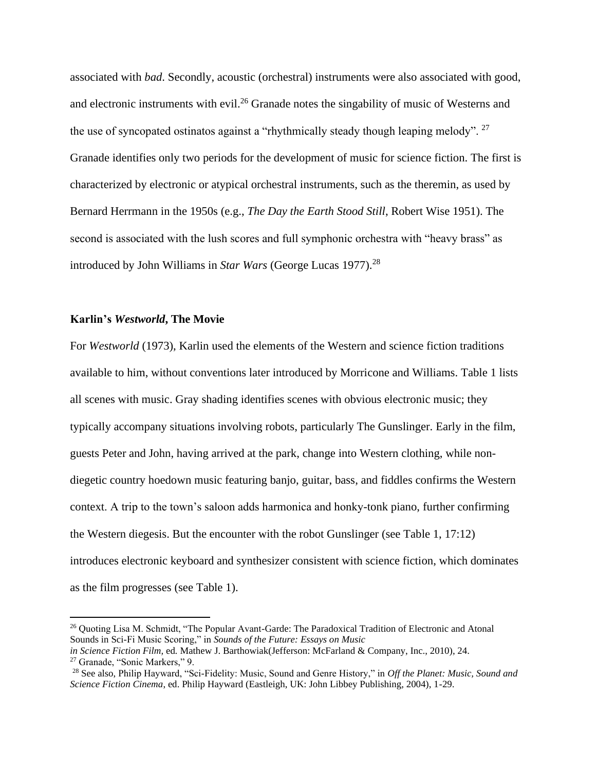associated with *bad*. Secondly, acoustic (orchestral) instruments were also associated with good, and electronic instruments with evil.[26] Granade notes the singability of music of Westerns and the use of syncopated ostinatos against a "rhythmically steady though leaping melody". [27] Granade identifies only two periods for the development of music for science fiction. The first is characterized by electronic or atypical orchestral instruments, such as the theremin, as used by Bernard Herrmann in the 1950s (e.g., *The Day the Earth Stood Still*, Robert Wise 1951). The second is associated with the lush scores and full symphonic orchestra with "heavy brass" as introduced by John Williams in *Star Wars* (George Lucas 1977).[28]

### Karlin's *Westworld*, The Movie

For *Westworld* (1973), Karlin used the elements of the Western and science fiction traditions available to him, without conventions later introduced by Morricone and Williams. Table 1 lists all scenes with music. Gray shading identifies scenes with obvious electronic music; they typically accompany situations involving robots, particularly The Gunslinger. Early in the film, guests Peter and John, having arrived at the park, change into Western clothing, while non-diegetic country hoedown music featuring banjo, guitar, bass, and fiddles confirms the Western context. A trip to the town's saloon adds harmonica and honky-tonk piano, further confirming the Western diegesis. But the encounter with the robot Gunslinger (see Table 1, 17:12) introduces electronic keyboard and synthesizer consistent with science fiction, which dominates as the film progresses (see Table 1).

---

[26] Quoting Lisa M. Schmidt, "The Popular Avant-Garde: The Paradoxical Tradition of Electronic and Atonal Sounds in Sci-Fi Music Scoring," in *Sounds of the Future: Essays on Music in Science Fiction Film,* ed. Mathew J. Barthowiak(Jefferson: McFarland & Company, Inc., 2010), 24.

[27] Granade, "Sonic Markers," 9.

[28] See also, Philip Hayward, "Sci-Fidelity: Music, Sound and Genre History," in *Off the Planet: Music, Sound and Science Fiction Cinema*, ed. Philip Hayward (Eastleigh, UK: John Libbey Publishing, 2004), 1-29.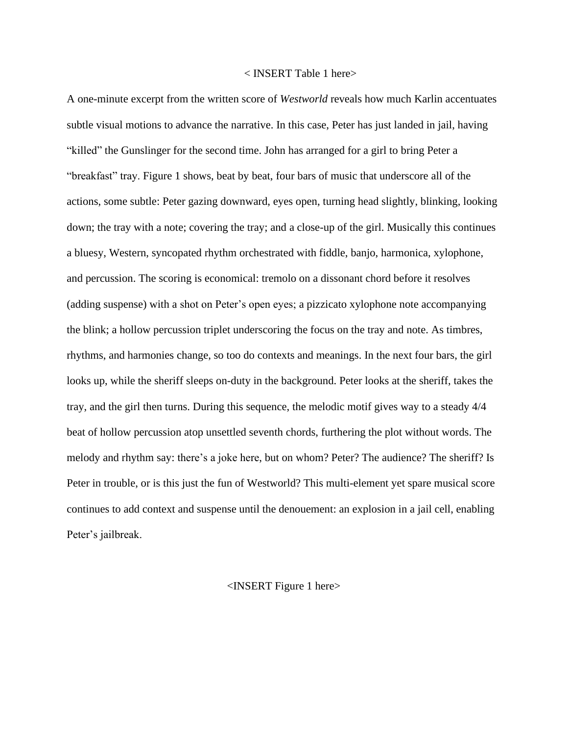< INSERT Table 1 here>

A one-minute excerpt from the written score of *Westworld* reveals how much Karlin accentuates subtle visual motions to advance the narrative. In this case, Peter has just landed in jail, having "killed" the Gunslinger for the second time. John has arranged for a girl to bring Peter a "breakfast" tray. Figure 1 shows, beat by beat, four bars of music that underscore all of the actions, some subtle: Peter gazing downward, eyes open, turning head slightly, blinking, looking down; the tray with a note; covering the tray; and a close-up of the girl. Musically this continues a bluesy, Western, syncopated rhythm orchestrated with fiddle, banjo, harmonica, xylophone, and percussion. The scoring is economical: tremolo on a dissonant chord before it resolves (adding suspense) with a shot on Peter's open eyes; a pizzicato xylophone note accompanying the blink; a hollow percussion triplet underscoring the focus on the tray and note. As timbres, rhythms, and harmonies change, so too do contexts and meanings. In the next four bars, the girl looks up, while the sheriff sleeps on-duty in the background. Peter looks at the sheriff, takes the tray, and the girl then turns. During this sequence, the melodic motif gives way to a steady 4/4 beat of hollow percussion atop unsettled seventh chords, furthering the plot without words. The melody and rhythm say: there's a joke here, but on whom? Peter? The audience? The sheriff? Is Peter in trouble, or is this just the fun of Westworld? This multi-element yet spare musical score continues to add context and suspense until the denouement: an explosion in a jail cell, enabling Peter's jailbreak.

<INSERT Figure 1 here>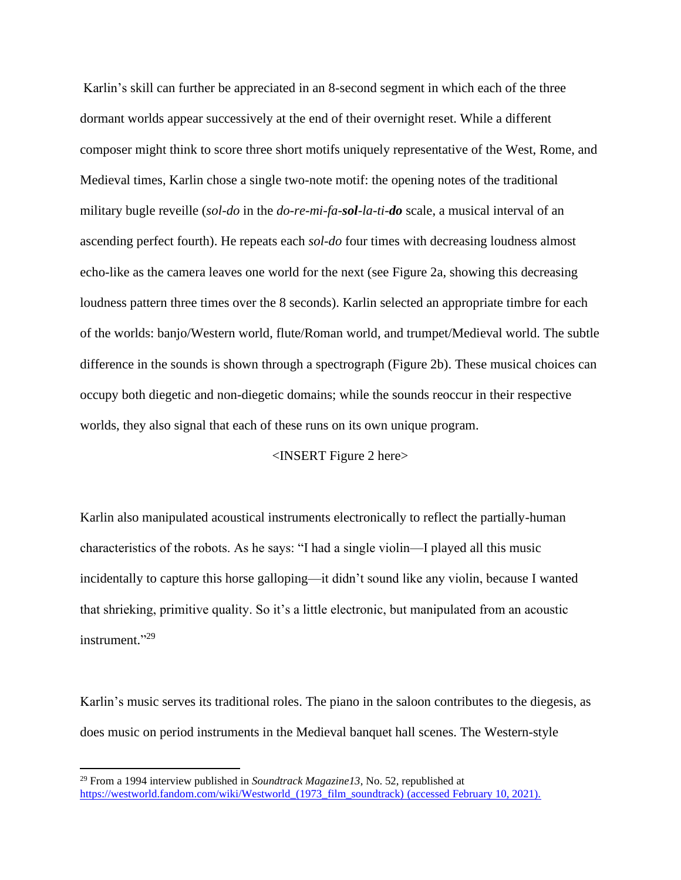Karlin's skill can further be appreciated in an 8-second segment in which each of the three dormant worlds appear successively at the end of their overnight reset. While a different composer might think to score three short motifs uniquely representative of the West, Rome, and Medieval times, Karlin chose a single two-note motif: the opening notes of the traditional military bugle reveille (*sol-do* in the *do-re-mi-fa-**sol**-la-ti-**do*** scale, a musical interval of an ascending perfect fourth). He repeats each *sol-do* four times with decreasing loudness almost echo-like as the camera leaves one world for the next (see Figure 2a, showing this decreasing loudness pattern three times over the 8 seconds). Karlin selected an appropriate timbre for each of the worlds: banjo/Western world, flute/Roman world, and trumpet/Medieval world. The subtle difference in the sounds is shown through a spectrograph (Figure 2b). These musical choices can occupy both diegetic and non-diegetic domains; while the sounds reoccur in their respective worlds, they also signal that each of these runs on its own unique program.

<INSERT Figure 2 here>

Karlin also manipulated acoustical instruments electronically to reflect the partially-human characteristics of the robots. As he says: "I had a single violin—I played all this music incidentally to capture this horse galloping—it didn't sound like any violin, because I wanted that shrieking, primitive quality. So it's a little electronic, but manipulated from an acoustic instrument."[29]

Karlin's music serves its traditional roles. The piano in the saloon contributes to the diegesis, as does music on period instruments in the Medieval banquet hall scenes. The Western-style

[29] From a 1994 interview published in *Soundtrack Magazine13*, No. 52, republished at https://westworld.fandom.com/wiki/Westworld_(1973_film_soundtrack) (accessed February 10, 2021).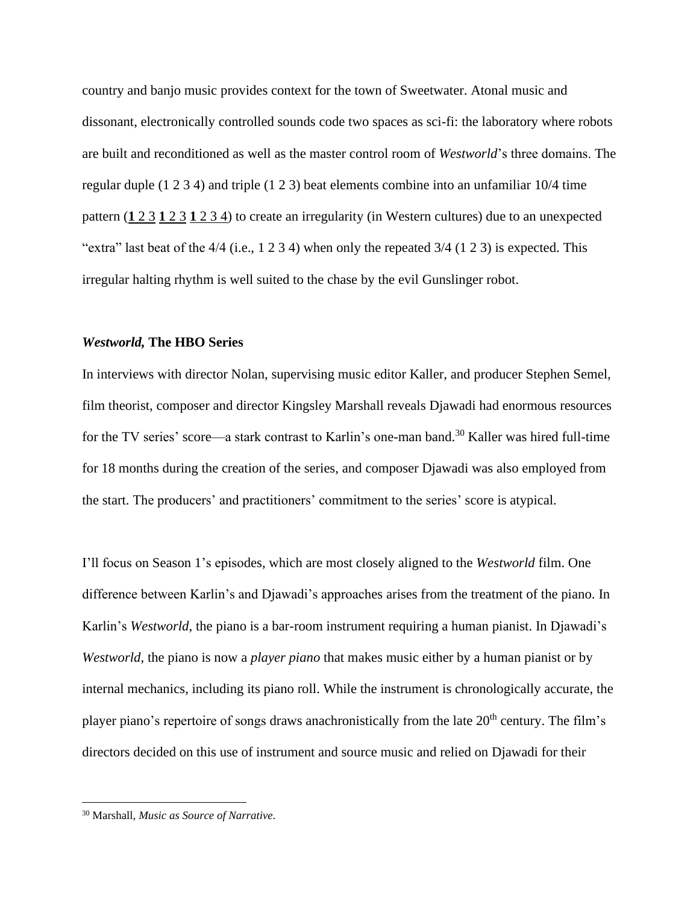country and banjo music provides context for the town of Sweetwater. Atonal music and dissonant, electronically controlled sounds code two spaces as sci-fi: the laboratory where robots are built and reconditioned as well as the master control room of *Westworld*'s three domains. The regular duple (1 2 3 4) and triple (1 2 3) beat elements combine into an unfamiliar 10/4 time pattern (<u>**1** 2 3</u> <u>**1** 2 3</u> <u>**1** 2 3 4</u>) to create an irregularity (in Western cultures) due to an unexpected "extra" last beat of the 4/4 (i.e., 1 2 3 4) when only the repeated 3/4 (1 2 3) is expected. This irregular halting rhythm is well suited to the chase by the evil Gunslinger robot.

### ***Westworld,* The HBO Series**

In interviews with director Nolan, supervising music editor Kaller, and producer Stephen Semel, film theorist, composer and director Kingsley Marshall reveals Djawadi had enormous resources for the TV series' score—a stark contrast to Karlin's one-man band.[30] Kaller was hired full-time for 18 months during the creation of the series, and composer Djawadi was also employed from the start. The producers' and practitioners' commitment to the series' score is atypical.

I'll focus on Season 1's episodes, which are most closely aligned to the *Westworld* film. One difference between Karlin's and Djawadi's approaches arises from the treatment of the piano. In Karlin's *Westworld*, the piano is a bar-room instrument requiring a human pianist. In Djawadi's *Westworld*, the piano is now a *player piano* that makes music either by a human pianist or by internal mechanics, including its piano roll. While the instrument is chronologically accurate, the player piano's repertoire of songs draws anachronistically from the late 20th century. The film's directors decided on this use of instrument and source music and relied on Djawadi for their

---

[30] Marshall, *Music as Source of Narrative*.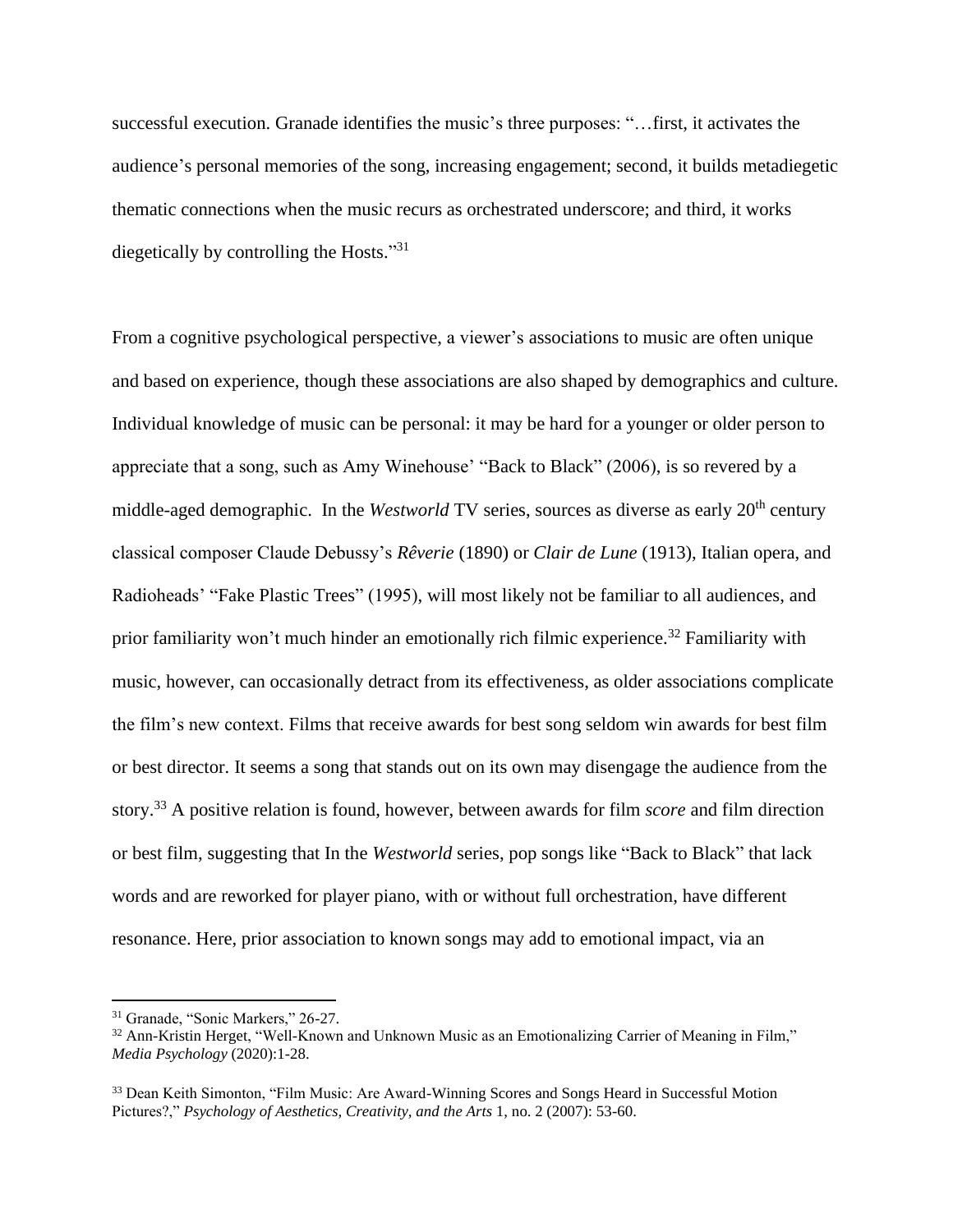successful execution. Granade identifies the music's three purposes: "…first, it activates the audience's personal memories of the song, increasing engagement; second, it builds metadiegetic thematic connections when the music recurs as orchestrated underscore; and third, it works diegetically by controlling the Hosts."[31]

From a cognitive psychological perspective, a viewer's associations to music are often unique and based on experience, though these associations are also shaped by demographics and culture. Individual knowledge of music can be personal: it may be hard for a younger or older person to appreciate that a song, such as Amy Winehouse' "Back to Black" (2006), is so revered by a middle-aged demographic.  In the *Westworld* TV series, sources as diverse as early 20th century classical composer Claude Debussy's *Rêverie* (1890) or *Clair de Lune* (1913), Italian opera, and Radioheads' "Fake Plastic Trees" (1995), will most likely not be familiar to all audiences, and prior familiarity won't much hinder an emotionally rich filmic experience.[32] Familiarity with music, however, can occasionally detract from its effectiveness, as older associations complicate the film's new context. Films that receive awards for best song seldom win awards for best film or best director. It seems a song that stands out on its own may disengage the audience from the story.[33] A positive relation is found, however, between awards for film *score* and film direction or best film, suggesting that In the *Westworld* series, pop songs like "Back to Black" that lack words and are reworked for player piano, with or without full orchestration, have different resonance. Here, prior association to known songs may add to emotional impact, via an

---

[31] Granade, "Sonic Markers," 26-27.

[32] Ann-Kristin Herget, "Well-Known and Unknown Music as an Emotionalizing Carrier of Meaning in Film," *Media Psychology* (2020):1-28.

[33] Dean Keith Simonton, "Film Music: Are Award-Winning Scores and Songs Heard in Successful Motion Pictures?," *Psychology of Aesthetics, Creativity, and the Arts* 1, no. 2 (2007): 53-60.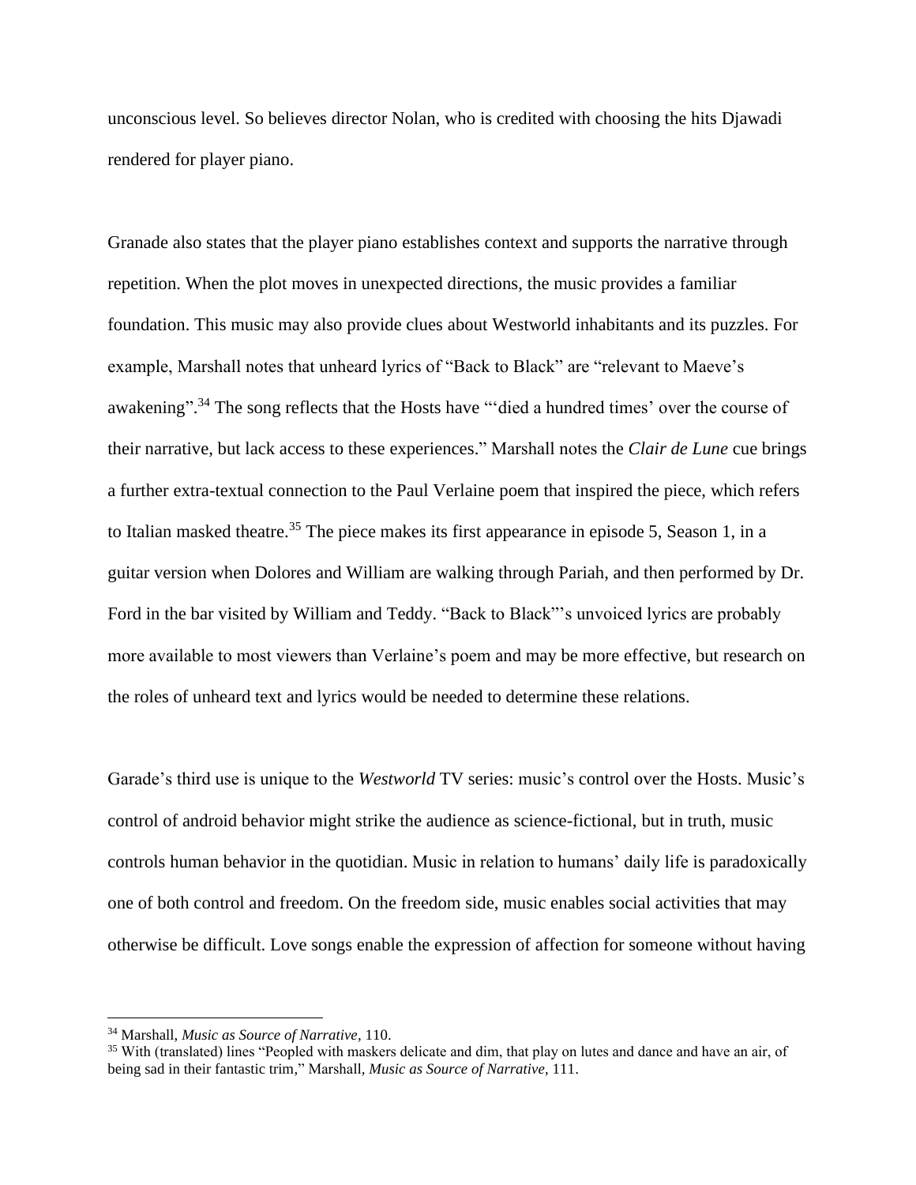unconscious level. So believes director Nolan, who is credited with choosing the hits Djawadi rendered for player piano.

Granade also states that the player piano establishes context and supports the narrative through repetition. When the plot moves in unexpected directions, the music provides a familiar foundation. This music may also provide clues about Westworld inhabitants and its puzzles. For example, Marshall notes that unheard lyrics of "Back to Black" are "relevant to Maeve's awakening".[34] The song reflects that the Hosts have "'died a hundred times' over the course of their narrative, but lack access to these experiences." Marshall notes the *Clair de Lune* cue brings a further extra-textual connection to the Paul Verlaine poem that inspired the piece, which refers to Italian masked theatre.[35] The piece makes its first appearance in episode 5, Season 1, in a guitar version when Dolores and William are walking through Pariah, and then performed by Dr. Ford in the bar visited by William and Teddy. "Back to Black"'s unvoiced lyrics are probably more available to most viewers than Verlaine's poem and may be more effective, but research on the roles of unheard text and lyrics would be needed to determine these relations.

Garade's third use is unique to the *Westworld* TV series: music's control over the Hosts. Music's control of android behavior might strike the audience as science-fictional, but in truth, music controls human behavior in the quotidian. Music in relation to humans' daily life is paradoxically one of both control and freedom. On the freedom side, music enables social activities that may otherwise be difficult. Love songs enable the expression of affection for someone without having

---

[34] Marshall, *Music as Source of Narrative*, 110.

[35] With (translated) lines "Peopled with maskers delicate and dim, that play on lutes and dance and have an air, of being sad in their fantastic trim," Marshall, *Music as Source of Narrative*, 111.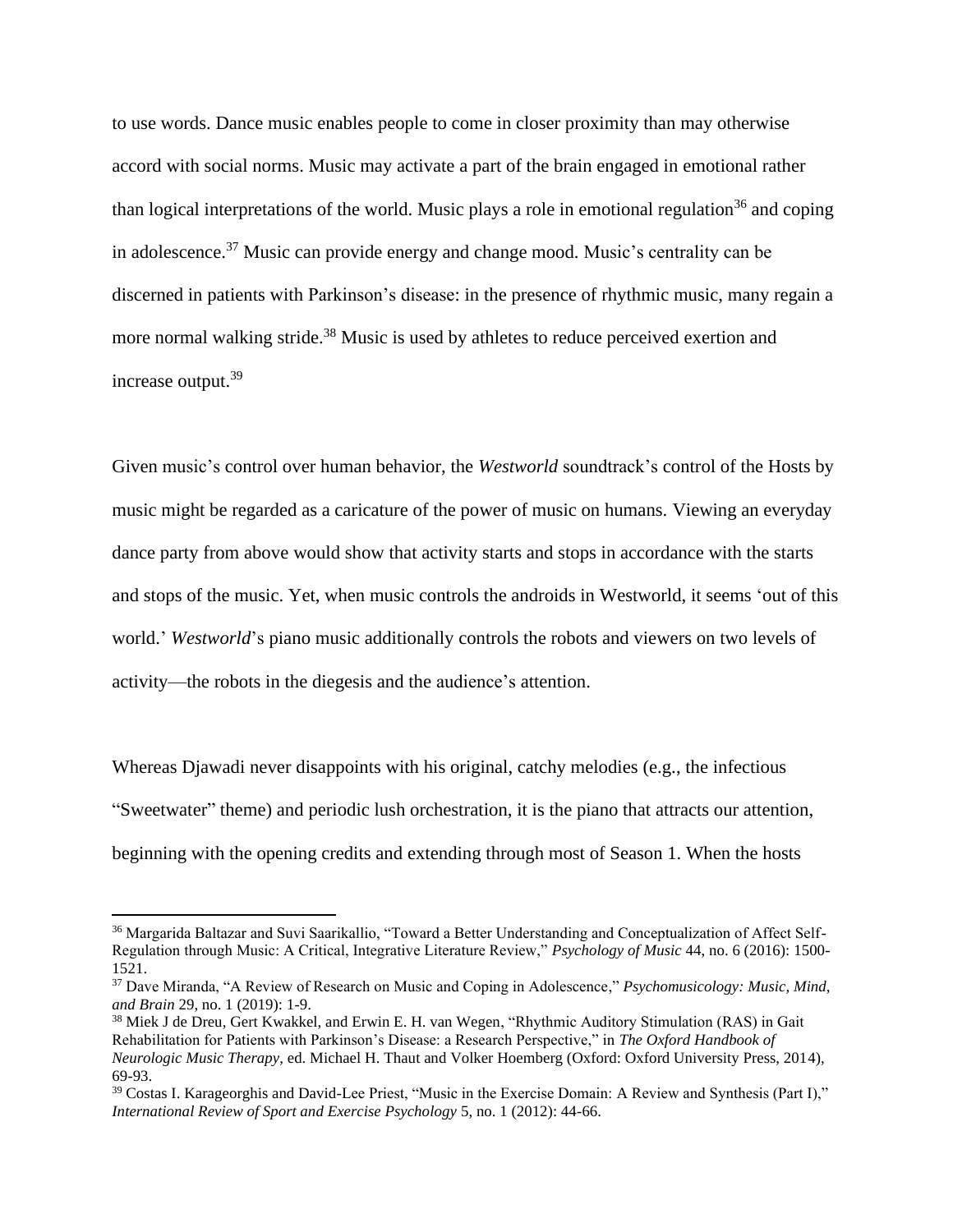to use words. Dance music enables people to come in closer proximity than may otherwise accord with social norms. Music may activate a part of the brain engaged in emotional rather than logical interpretations of the world. Music plays a role in emotional regulation[36] and coping in adolescence.[37] Music can provide energy and change mood. Music's centrality can be discerned in patients with Parkinson's disease: in the presence of rhythmic music, many regain a more normal walking stride.[38] Music is used by athletes to reduce perceived exertion and increase output.[39]

Given music's control over human behavior, the *Westworld* soundtrack's control of the Hosts by music might be regarded as a caricature of the power of music on humans. Viewing an everyday dance party from above would show that activity starts and stops in accordance with the starts and stops of the music. Yet, when music controls the androids in Westworld, it seems 'out of this world.' *Westworld*'s piano music additionally controls the robots and viewers on two levels of activity—the robots in the diegesis and the audience's attention.

Whereas Djawadi never disappoints with his original, catchy melodies (e.g., the infectious "Sweetwater" theme) and periodic lush orchestration, it is the piano that attracts our attention, beginning with the opening credits and extending through most of Season 1. When the hosts

---

[36] Margarida Baltazar and Suvi Saarikallio, "Toward a Better Understanding and Conceptualization of Affect Self-Regulation through Music: A Critical, Integrative Literature Review," *Psychology of Music* 44, no. 6 (2016): 1500-1521.

[37] Dave Miranda, "A Review of Research on Music and Coping in Adolescence," *Psychomusicology: Music, Mind, and Brain* 29, no. 1 (2019): 1-9.

[38] Miek J de Dreu, Gert Kwakkel, and Erwin E. H. van Wegen, "Rhythmic Auditory Stimulation (RAS) in Gait Rehabilitation for Patients with Parkinson's Disease: a Research Perspective," in *The Oxford Handbook of Neurologic Music Therapy*, ed. Michael H. Thaut and Volker Hoemberg (Oxford: Oxford University Press, 2014), 69-93.

[39] Costas I. Karageorghis and David-Lee Priest, "Music in the Exercise Domain: A Review and Synthesis (Part I)," *International Review of Sport and Exercise Psychology* 5, no. 1 (2012): 44-66.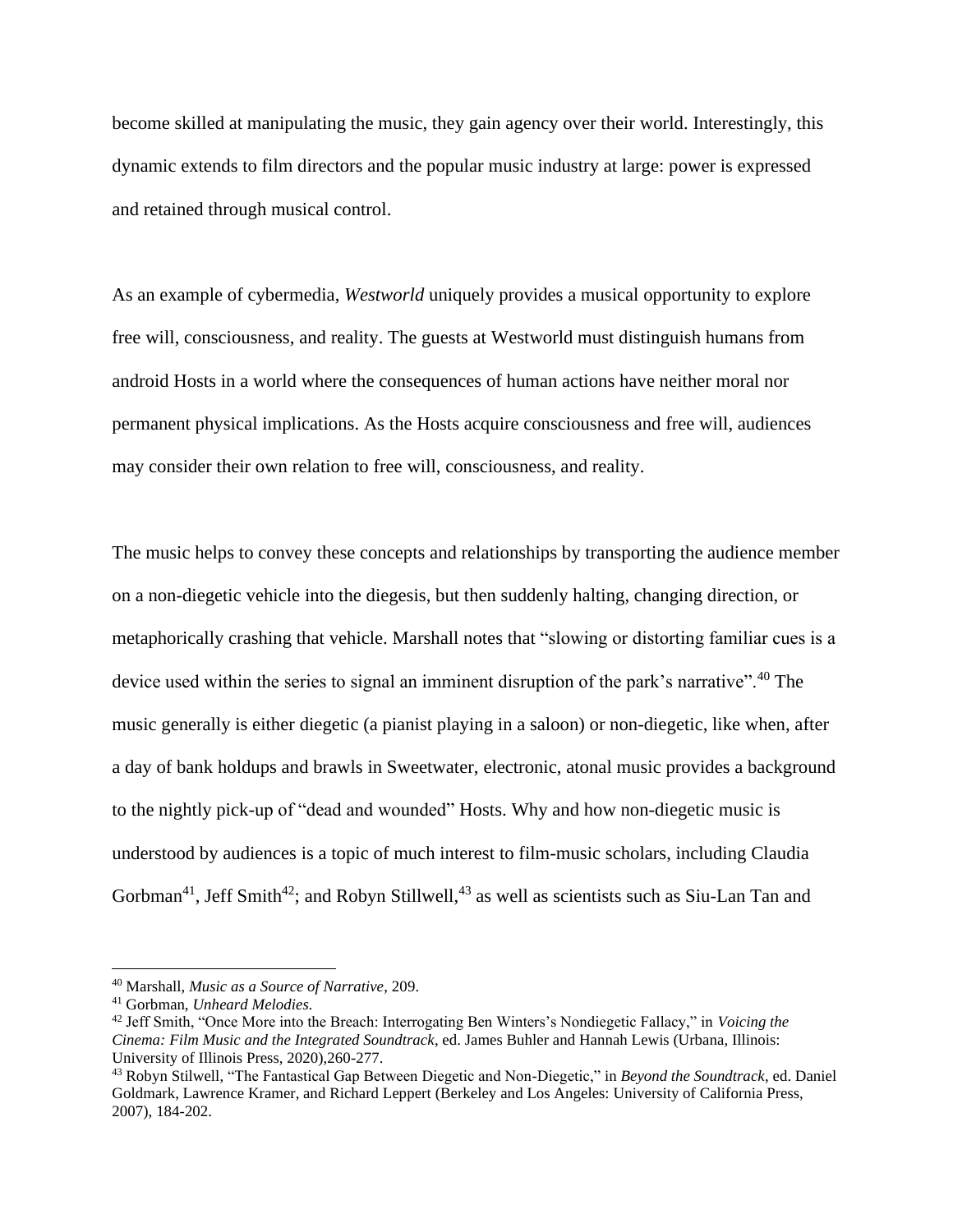become skilled at manipulating the music, they gain agency over their world. Interestingly, this dynamic extends to film directors and the popular music industry at large: power is expressed and retained through musical control.

As an example of cybermedia, *Westworld* uniquely provides a musical opportunity to explore free will, consciousness, and reality. The guests at Westworld must distinguish humans from android Hosts in a world where the consequences of human actions have neither moral nor permanent physical implications. As the Hosts acquire consciousness and free will, audiences may consider their own relation to free will, consciousness, and reality.

The music helps to convey these concepts and relationships by transporting the audience member on a non-diegetic vehicle into the diegesis, but then suddenly halting, changing direction, or metaphorically crashing that vehicle. Marshall notes that "slowing or distorting familiar cues is a device used within the series to signal an imminent disruption of the park's narrative".[40] The music generally is either diegetic (a pianist playing in a saloon) or non-diegetic, like when, after a day of bank holdups and brawls in Sweetwater, electronic, atonal music provides a background to the nightly pick-up of "dead and wounded" Hosts. Why and how non-diegetic music is understood by audiences is a topic of much interest to film-music scholars, including Claudia Gorbman[41], Jeff Smith[42]; and Robyn Stillwell,[43] as well as scientists such as Siu-Lan Tan and

---

[40] Marshall, *Music as a Source of Narrative*, 209.

[41] Gorbman, *Unheard Melodies.*

[42] Jeff Smith, "Once More into the Breach: Interrogating Ben Winters's Nondiegetic Fallacy," in *Voicing the Cinema: Film Music and the Integrated Soundtrack*, ed. James Buhler and Hannah Lewis (Urbana, Illinois: University of Illinois Press, 2020),260-277.

[43] Robyn Stilwell, "The Fantastical Gap Between Diegetic and Non-Diegetic," in *Beyond the Soundtrack*, ed. Daniel Goldmark, Lawrence Kramer, and Richard Leppert (Berkeley and Los Angeles: University of California Press, 2007), 184-202.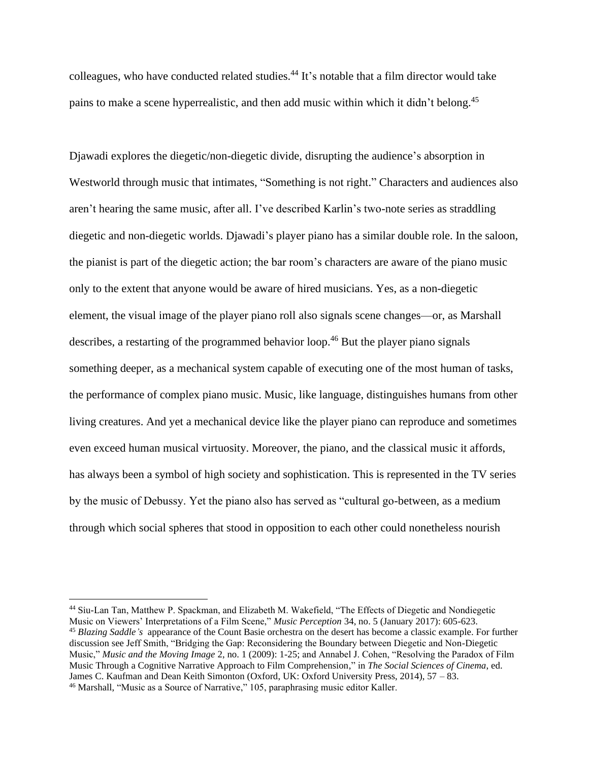colleagues, who have conducted related studies.[44] It's notable that a film director would take pains to make a scene hyperrealistic, and then add music within which it didn't belong.[45]

Djawadi explores the diegetic/non-diegetic divide, disrupting the audience's absorption in Westworld through music that intimates, "Something is not right." Characters and audiences also aren't hearing the same music, after all. I've described Karlin's two-note series as straddling diegetic and non-diegetic worlds. Djawadi's player piano has a similar double role. In the saloon, the pianist is part of the diegetic action; the bar room's characters are aware of the piano music only to the extent that anyone would be aware of hired musicians. Yes, as a non-diegetic element, the visual image of the player piano roll also signals scene changes—or, as Marshall describes, a restarting of the programmed behavior loop.[46] But the player piano signals something deeper, as a mechanical system capable of executing one of the most human of tasks, the performance of complex piano music. Music, like language, distinguishes humans from other living creatures. And yet a mechanical device like the player piano can reproduce and sometimes even exceed human musical virtuosity. Moreover, the piano, and the classical music it affords, has always been a symbol of high society and sophistication. This is represented in the TV series by the music of Debussy. Yet the piano also has served as "cultural go-between, as a medium through which social spheres that stood in opposition to each other could nonetheless nourish

---

[44] Siu-Lan Tan, Matthew P. Spackman, and Elizabeth M. Wakefield, "The Effects of Diegetic and Nondiegetic Music on Viewers' Interpretations of a Film Scene," *Music Perception* 34, no. 5 (January 2017): 605-623.

[45] *Blazing Saddle's* appearance of the Count Basie orchestra on the desert has become a classic example. For further discussion see Jeff Smith, "Bridging the Gap: Reconsidering the Boundary between Diegetic and Non-Diegetic Music," *Music and the Moving Image* 2, no. 1 (2009): 1-25; and Annabel J. Cohen, "Resolving the Paradox of Film Music Through a Cognitive Narrative Approach to Film Comprehension," in *The Social Sciences of Cinema*, ed. James C. Kaufman and Dean Keith Simonton (Oxford, UK: Oxford University Press, 2014), 57 – 83.

[46] Marshall, "Music as a Source of Narrative," 105, paraphrasing music editor Kaller.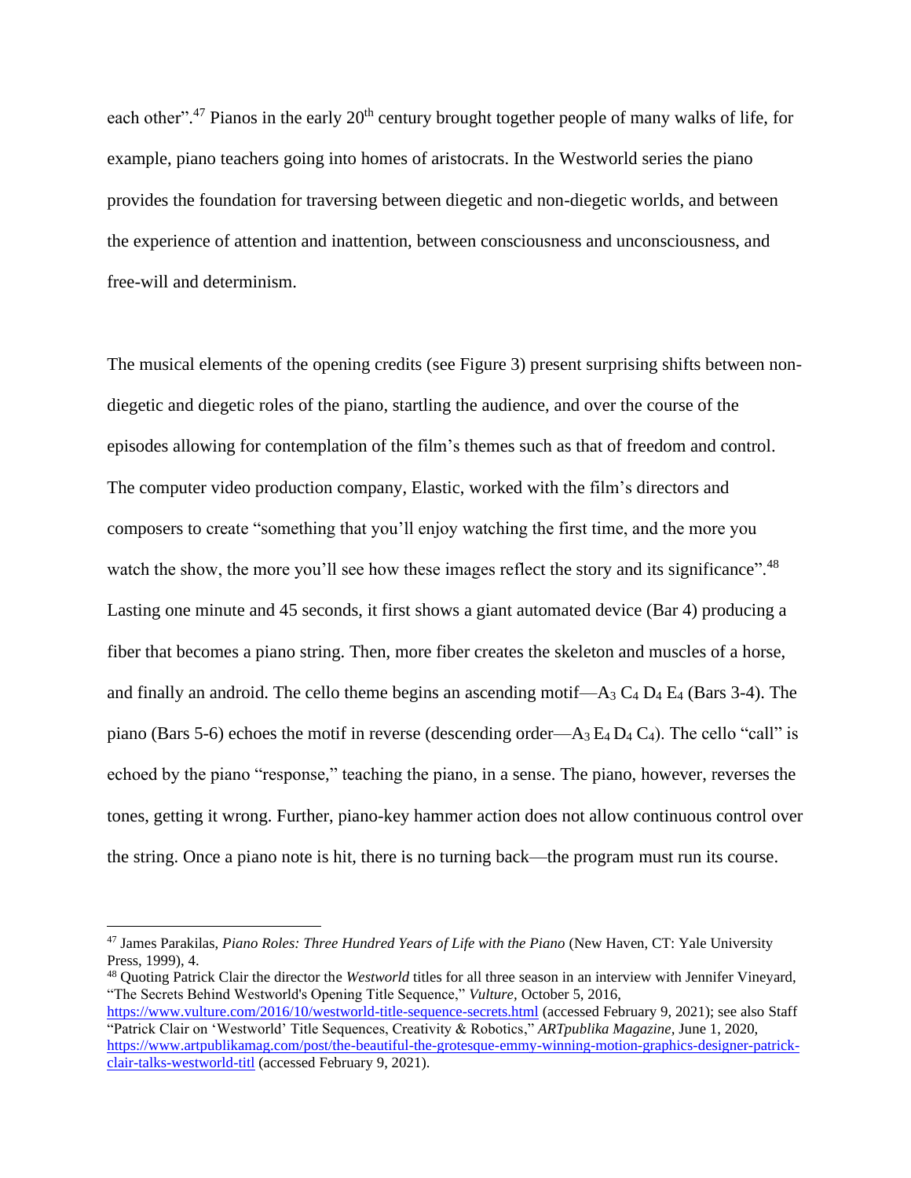each other".[47] Pianos in the early 20th century brought together people of many walks of life, for example, piano teachers going into homes of aristocrats. In the Westworld series the piano provides the foundation for traversing between diegetic and non-diegetic worlds, and between the experience of attention and inattention, between consciousness and unconsciousness, and free-will and determinism.

The musical elements of the opening credits (see Figure 3) present surprising shifts between non-diegetic and diegetic roles of the piano, startling the audience, and over the course of the episodes allowing for contemplation of the film's themes such as that of freedom and control. The computer video production company, Elastic, worked with the film's directors and composers to create "something that you'll enjoy watching the first time, and the more you watch the show, the more you'll see how these images reflect the story and its significance".[48] Lasting one minute and 45 seconds, it first shows a giant automated device (Bar 4) producing a fiber that becomes a piano string. Then, more fiber creates the skeleton and muscles of a horse, and finally an android. The cello theme begins an ascending motif—$A_3$ $C_4$ $D_4$ $E_4$ (Bars 3-4). The piano (Bars 5-6) echoes the motif in reverse (descending order—$A_3$ $E_4$ $D_4$ $C_4$). The cello "call" is echoed by the piano "response," teaching the piano, in a sense. The piano, however, reverses the tones, getting it wrong. Further, piano-key hammer action does not allow continuous control over the string. Once a piano note is hit, there is no turning back—the program must run its course.

---

[47] James Parakilas, *Piano Roles: Three Hundred Years of Life with the Piano* (New Haven, CT: Yale University Press, 1999), 4.

[48] Quoting Patrick Clair the director the *Westworld* titles for all three season in an interview with Jennifer Vineyard, "The Secrets Behind Westworld's Opening Title Sequence," *Vulture*, October 5, 2016, https://www.vulture.com/2016/10/westworld-title-sequence-secrets.html (accessed February 9, 2021); see also Staff "Patrick Clair on 'Westworld' Title Sequences, Creativity & Robotics," *ARTpublika Magazine*, June 1, 2020, https://www.artpublikamag.com/post/the-beautiful-the-grotesque-emmy-winning-motion-graphics-designer-patrick-clair-talks-westworld-titl (accessed February 9, 2021).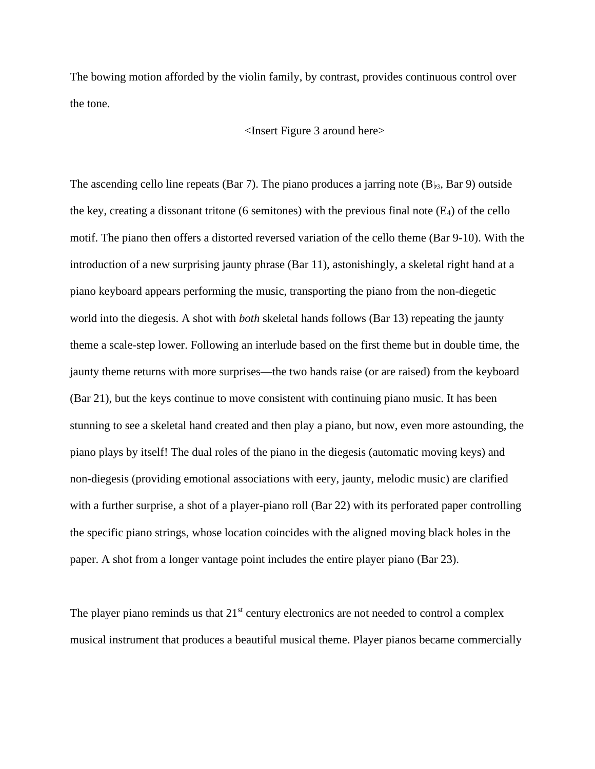The bowing motion afforded by the violin family, by contrast, provides continuous control over the tone.

<Insert Figure 3 around here>

The ascending cello line repeats (Bar 7). The piano produces a jarring note ($B\flat_3$, Bar 9) outside the key, creating a dissonant tritone (6 semitones) with the previous final note ($E_4$) of the cello motif. The piano then offers a distorted reversed variation of the cello theme (Bar 9-10). With the introduction of a new surprising jaunty phrase (Bar 11), astonishingly, a skeletal right hand at a piano keyboard appears performing the music, transporting the piano from the non-diegetic world into the diegesis. A shot with *both* skeletal hands follows (Bar 13) repeating the jaunty theme a scale-step lower. Following an interlude based on the first theme but in double time, the jaunty theme returns with more surprises—the two hands raise (or are raised) from the keyboard (Bar 21), but the keys continue to move consistent with continuing piano music. It has been stunning to see a skeletal hand created and then play a piano, but now, even more astounding, the piano plays by itself! The dual roles of the piano in the diegesis (automatic moving keys) and non-diegesis (providing emotional associations with eery, jaunty, melodic music) are clarified with a further surprise, a shot of a player-piano roll (Bar 22) with its perforated paper controlling the specific piano strings, whose location coincides with the aligned moving black holes in the paper. A shot from a longer vantage point includes the entire player piano (Bar 23).

The player piano reminds us that 21st century electronics are not needed to control a complex musical instrument that produces a beautiful musical theme. Player pianos became commercially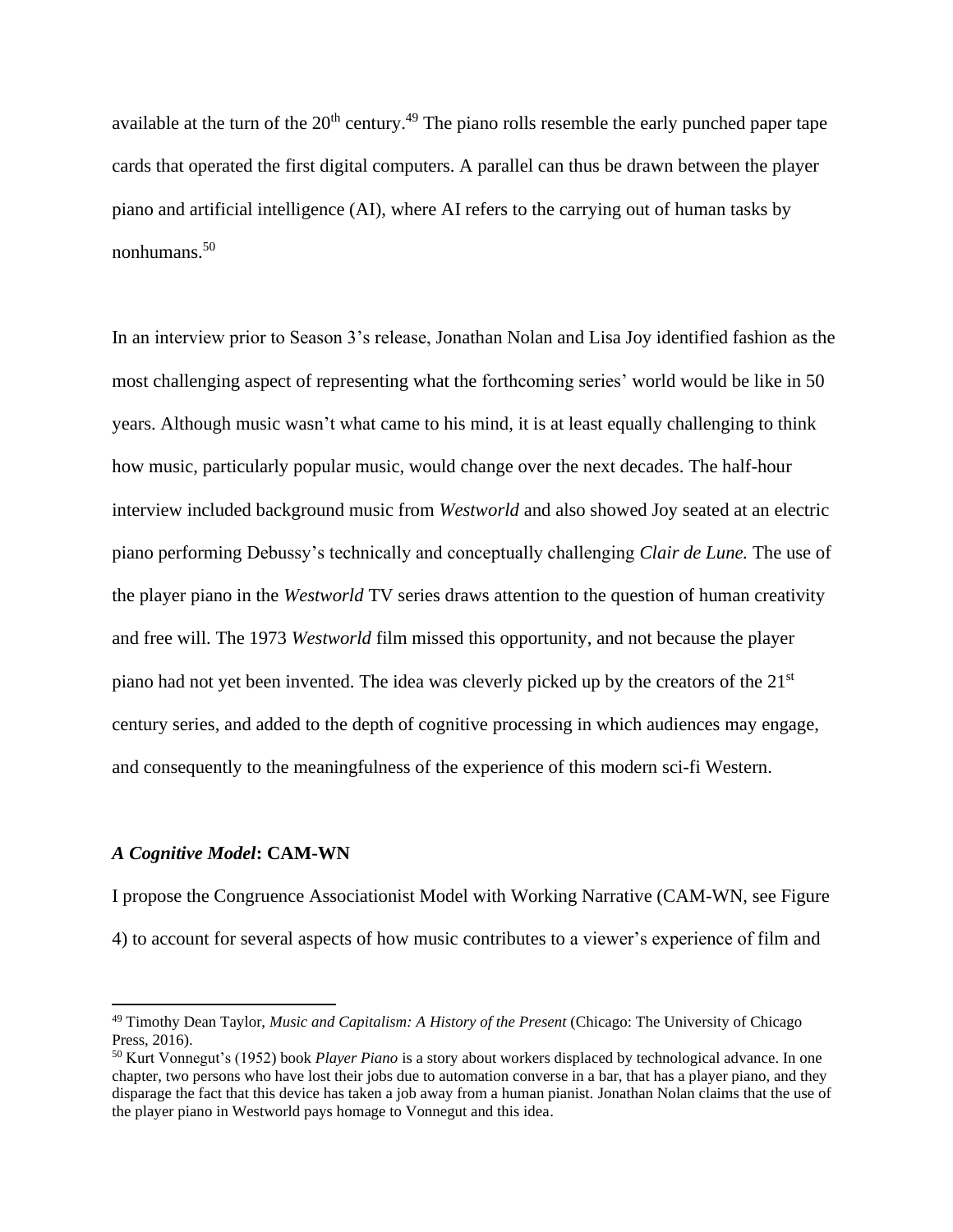available at the turn of the 20th century.[49] The piano rolls resemble the early punched paper tape cards that operated the first digital computers. A parallel can thus be drawn between the player piano and artificial intelligence (AI), where AI refers to the carrying out of human tasks by nonhumans.[50]

In an interview prior to Season 3's release, Jonathan Nolan and Lisa Joy identified fashion as the most challenging aspect of representing what the forthcoming series' world would be like in 50 years. Although music wasn't what came to his mind, it is at least equally challenging to think how music, particularly popular music, would change over the next decades. The half-hour interview included background music from *Westworld* and also showed Joy seated at an electric piano performing Debussy's technically and conceptually challenging *Clair de Lune.* The use of the player piano in the *Westworld* TV series draws attention to the question of human creativity and free will. The 1973 *Westworld* film missed this opportunity, and not because the player piano had not yet been invented. The idea was cleverly picked up by the creators of the 21st century series, and added to the depth of cognitive processing in which audiences may engage, and consequently to the meaningfulness of the experience of this modern sci-fi Western.

### *A Cognitive Model*: **CAM-WN**

I propose the Congruence Associationist Model with Working Narrative (CAM-WN, see Figure 4) to account for several aspects of how music contributes to a viewer's experience of film and

---

[49] Timothy Dean Taylor, *Music and Capitalism: A History of the Present* (Chicago: The University of Chicago Press, 2016).

[50] Kurt Vonnegut's (1952) book *Player Piano* is a story about workers displaced by technological advance. In one chapter, two persons who have lost their jobs due to automation converse in a bar, that has a player piano, and they disparage the fact that this device has taken a job away from a human pianist. Jonathan Nolan claims that the use of the player piano in Westworld pays homage to Vonnegut and this idea.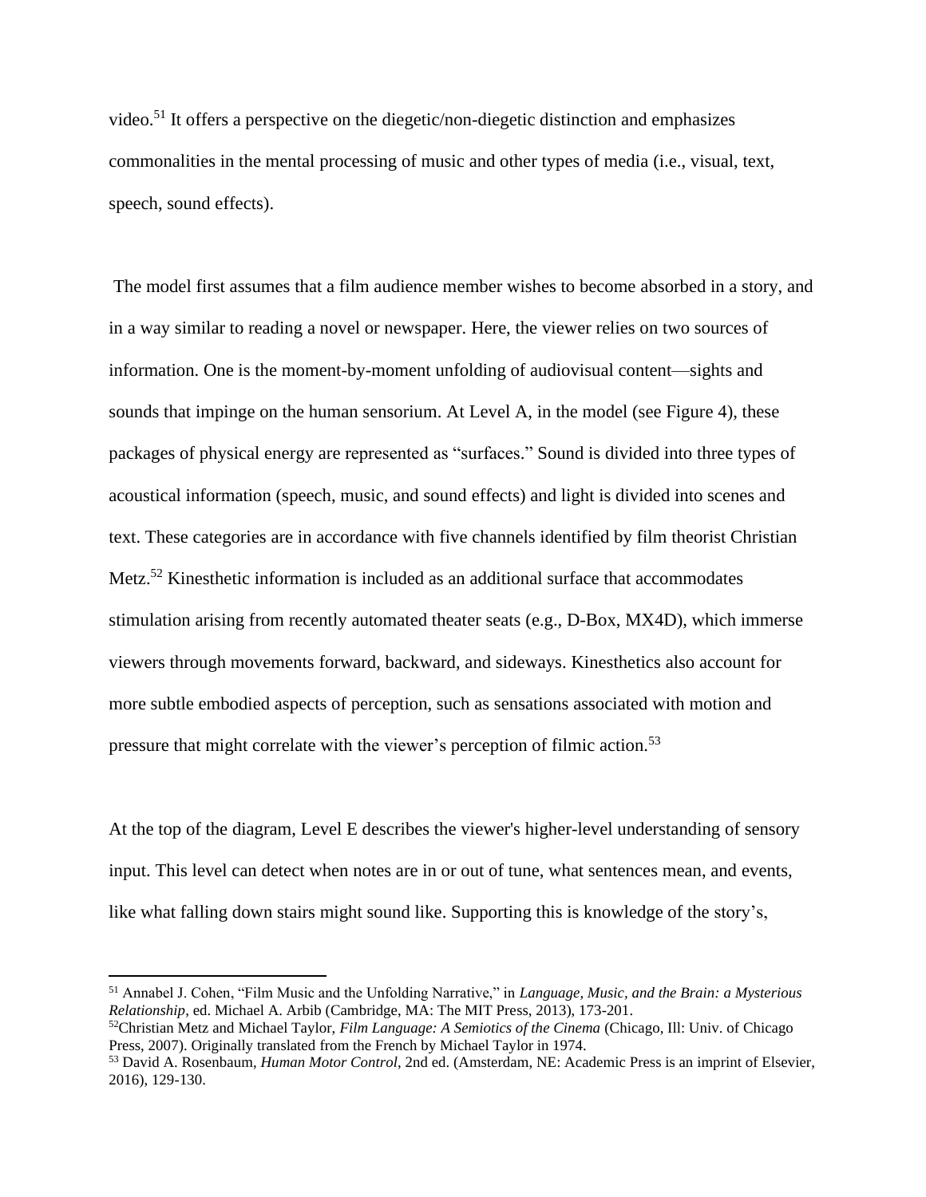video.[51] It offers a perspective on the diegetic/non-diegetic distinction and emphasizes commonalities in the mental processing of music and other types of media (i.e., visual, text, speech, sound effects).

The model first assumes that a film audience member wishes to become absorbed in a story, and in a way similar to reading a novel or newspaper. Here, the viewer relies on two sources of information. One is the moment-by-moment unfolding of audiovisual content—sights and sounds that impinge on the human sensorium. At Level A, in the model (see Figure 4), these packages of physical energy are represented as "surfaces." Sound is divided into three types of acoustical information (speech, music, and sound effects) and light is divided into scenes and text. These categories are in accordance with five channels identified by film theorist Christian Metz.[52] Kinesthetic information is included as an additional surface that accommodates stimulation arising from recently automated theater seats (e.g., D-Box, MX4D), which immerse viewers through movements forward, backward, and sideways. Kinesthetics also account for more subtle embodied aspects of perception, such as sensations associated with motion and pressure that might correlate with the viewer's perception of filmic action.[53]

At the top of the diagram, Level E describes the viewer's higher-level understanding of sensory input. This level can detect when notes are in or out of tune, what sentences mean, and events, like what falling down stairs might sound like. Supporting this is knowledge of the story's,

---

[51] Annabel J. Cohen, "Film Music and the Unfolding Narrative," in *Language, Music, and the Brain: a Mysterious Relationship*, ed. Michael A. Arbib (Cambridge, MA: The MIT Press, 2013), 173-201.

[52] Christian Metz and Michael Taylor, *Film Language: A Semiotics of the Cinema* (Chicago, Ill: Univ. of Chicago Press, 2007). Originally translated from the French by Michael Taylor in 1974.

[53] David A. Rosenbaum, *Human Motor Control*, 2nd ed. (Amsterdam, NE: Academic Press is an imprint of Elsevier, 2016), 129-130.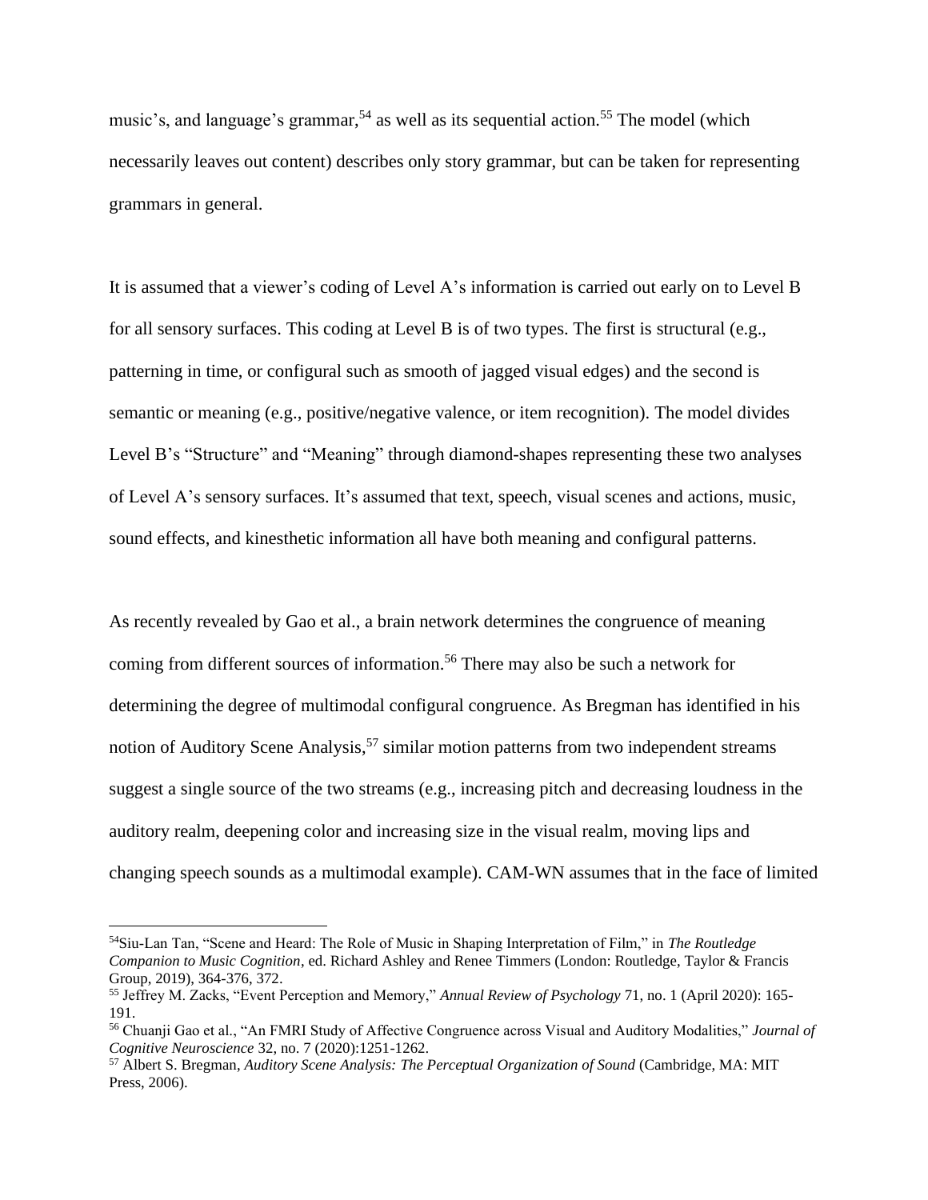music's, and language's grammar,[54] as well as its sequential action.[55] The model (which necessarily leaves out content) describes only story grammar, but can be taken for representing grammars in general.

It is assumed that a viewer's coding of Level A's information is carried out early on to Level B for all sensory surfaces. This coding at Level B is of two types. The first is structural (e.g., patterning in time, or configural such as smooth of jagged visual edges) and the second is semantic or meaning (e.g., positive/negative valence, or item recognition). The model divides Level B's "Structure" and "Meaning" through diamond-shapes representing these two analyses of Level A's sensory surfaces. It's assumed that text, speech, visual scenes and actions, music, sound effects, and kinesthetic information all have both meaning and configural patterns.

As recently revealed by Gao et al., a brain network determines the congruence of meaning coming from different sources of information.[56] There may also be such a network for determining the degree of multimodal configural congruence. As Bregman has identified in his notion of Auditory Scene Analysis,[57] similar motion patterns from two independent streams suggest a single source of the two streams (e.g., increasing pitch and decreasing loudness in the auditory realm, deepening color and increasing size in the visual realm, moving lips and changing speech sounds as a multimodal example). CAM-WN assumes that in the face of limited

---

[54] Siu-Lan Tan, "Scene and Heard: The Role of Music in Shaping Interpretation of Film," in *The Routledge Companion to Music Cognition*, ed. Richard Ashley and Renee Timmers (London: Routledge, Taylor & Francis Group, 2019), 364-376, 372.

[55] Jeffrey M. Zacks, "Event Perception and Memory," *Annual Review of Psychology* 71, no. 1 (April 2020): 165-191.

[56] Chuanji Gao et al., "An FMRI Study of Affective Congruence across Visual and Auditory Modalities," *Journal of Cognitive Neuroscience* 32, no. 7 (2020):1251-1262.

[57] Albert S. Bregman, *Auditory Scene Analysis: The Perceptual Organization of Sound* (Cambridge, MA: MIT Press, 2006).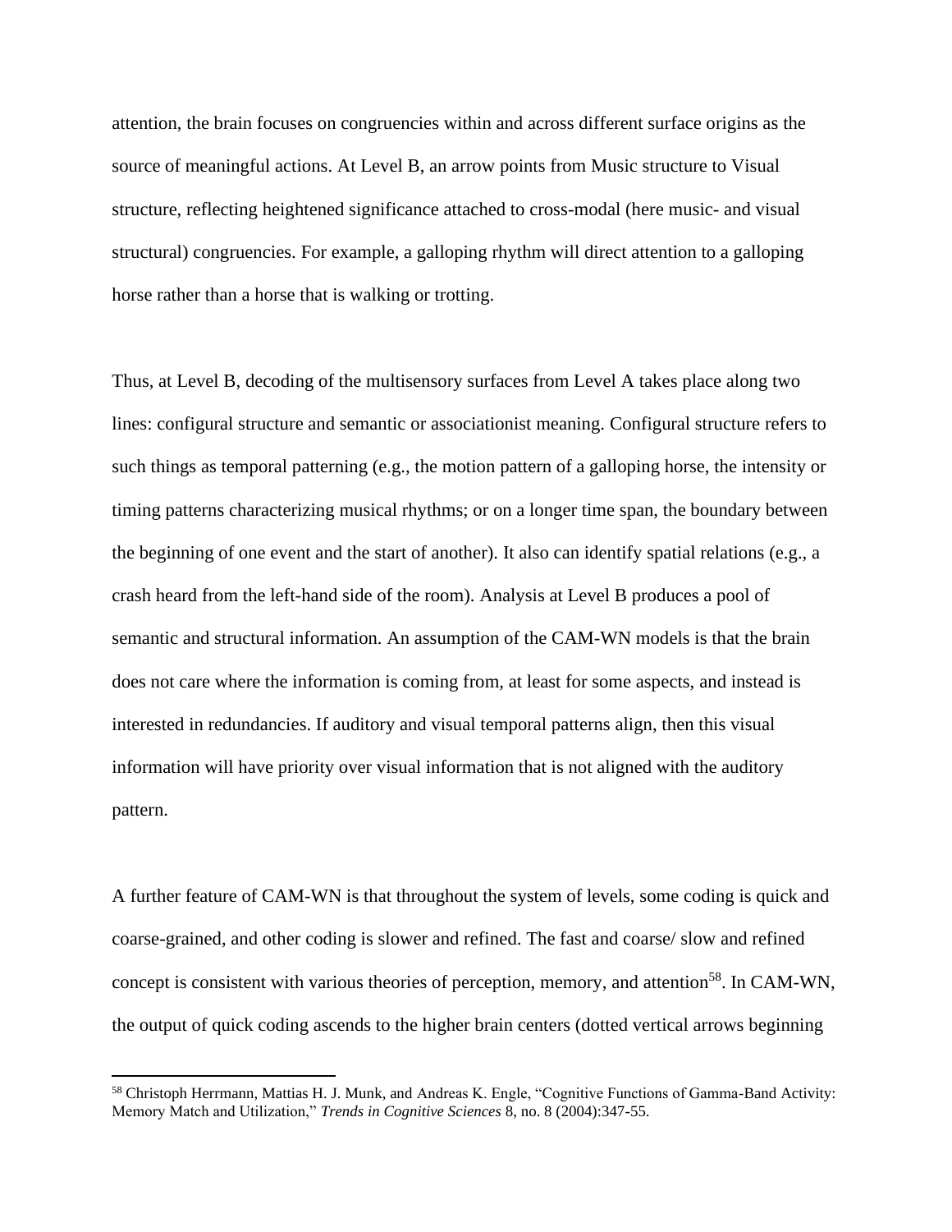attention, the brain focuses on congruencies within and across different surface origins as the source of meaningful actions. At Level B, an arrow points from Music structure to Visual structure, reflecting heightened significance attached to cross-modal (here music- and visual structural) congruencies. For example, a galloping rhythm will direct attention to a galloping horse rather than a horse that is walking or trotting.

Thus, at Level B, decoding of the multisensory surfaces from Level A takes place along two lines: configural structure and semantic or associationist meaning. Configural structure refers to such things as temporal patterning (e.g., the motion pattern of a galloping horse, the intensity or timing patterns characterizing musical rhythms; or on a longer time span, the boundary between the beginning of one event and the start of another). It also can identify spatial relations (e.g., a crash heard from the left-hand side of the room). Analysis at Level B produces a pool of semantic and structural information. An assumption of the CAM-WN models is that the brain does not care where the information is coming from, at least for some aspects, and instead is interested in redundancies. If auditory and visual temporal patterns align, then this visual information will have priority over visual information that is not aligned with the auditory pattern.

A further feature of CAM-WN is that throughout the system of levels, some coding is quick and coarse-grained, and other coding is slower and refined. The fast and coarse/ slow and refined concept is consistent with various theories of perception, memory, and attention[58]. In CAM-WN, the output of quick coding ascends to the higher brain centers (dotted vertical arrows beginning

---

[58] Christoph Herrmann, Mattias H. J. Munk, and Andreas K. Engle, "Cognitive Functions of Gamma-Band Activity: Memory Match and Utilization," *Trends in Cognitive Sciences* 8, no. 8 (2004):347-55.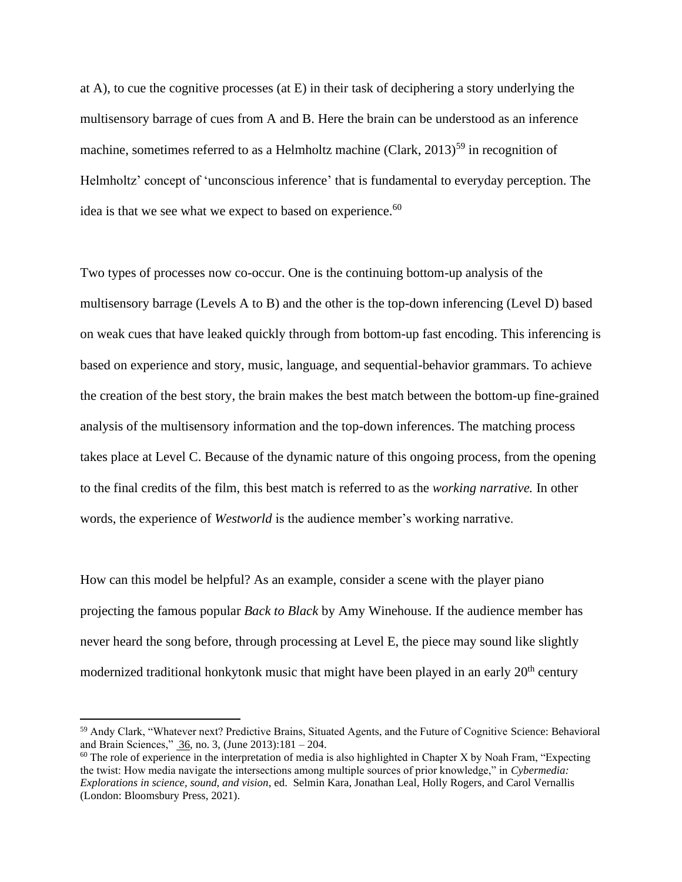at A), to cue the cognitive processes (at E) in their task of deciphering a story underlying the multisensory barrage of cues from A and B. Here the brain can be understood as an inference machine, sometimes referred to as a Helmholtz machine (Clark, 2013)[59] in recognition of Helmholtz' concept of 'unconscious inference' that is fundamental to everyday perception. The idea is that we see what we expect to based on experience.[60]

Two types of processes now co-occur. One is the continuing bottom-up analysis of the multisensory barrage (Levels A to B) and the other is the top-down inferencing (Level D) based on weak cues that have leaked quickly through from bottom-up fast encoding. This inferencing is based on experience and story, music, language, and sequential-behavior grammars. To achieve the creation of the best story, the brain makes the best match between the bottom-up fine-grained analysis of the multisensory information and the top-down inferences. The matching process takes place at Level C. Because of the dynamic nature of this ongoing process, from the opening to the final credits of the film, this best match is referred to as the *working narrative.* In other words, the experience of *Westworld* is the audience member's working narrative.

How can this model be helpful? As an example, consider a scene with the player piano projecting the famous popular *Back to Black* by Amy Winehouse. If the audience member has never heard the song before, through processing at Level E, the piece may sound like slightly modernized traditional honkytonk music that might have been played in an early 20th century

---

[59] Andy Clark, "Whatever next? Predictive Brains, Situated Agents, and the Future of Cognitive Science: Behavioral and Brain Sciences," 36, no. 3, (June 2013):181 – 204.

[60] The role of experience in the interpretation of media is also highlighted in Chapter X by Noah Fram, "Expecting the twist: How media navigate the intersections among multiple sources of prior knowledge," in *Cybermedia: Explorations in science, sound, and vision*, ed. Selmin Kara, Jonathan Leal, Holly Rogers, and Carol Vernallis (London: Bloomsbury Press, 2021).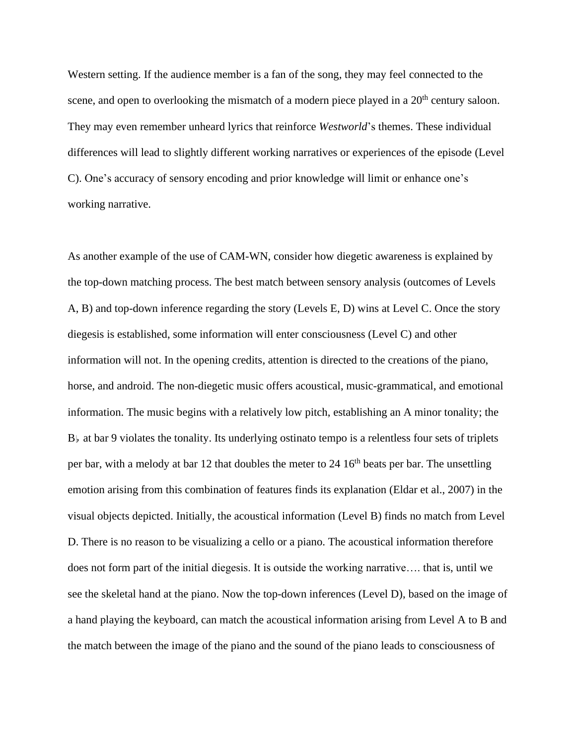Western setting. If the audience member is a fan of the song, they may feel connected to the scene, and open to overlooking the mismatch of a modern piece played in a 20th century saloon. They may even remember unheard lyrics that reinforce *Westworld*'s themes. These individual differences will lead to slightly different working narratives or experiences of the episode (Level C). One's accuracy of sensory encoding and prior knowledge will limit or enhance one's working narrative.

As another example of the use of CAM-WN, consider how diegetic awareness is explained by the top-down matching process. The best match between sensory analysis (outcomes of Levels A, B) and top-down inference regarding the story (Levels E, D) wins at Level C. Once the story diegesis is established, some information will enter consciousness (Level C) and other information will not. In the opening credits, attention is directed to the creations of the piano, horse, and android. The non-diegetic music offers acoustical, music-grammatical, and emotional information. The music begins with a relatively low pitch, establishing an A minor tonality; the B♭ at bar 9 violates the tonality. Its underlying ostinato tempo is a relentless four sets of triplets per bar, with a melody at bar 12 that doubles the meter to 24 16th beats per bar. The unsettling emotion arising from this combination of features finds its explanation (Eldar et al., 2007) in the visual objects depicted. Initially, the acoustical information (Level B) finds no match from Level D. There is no reason to be visualizing a cello or a piano. The acoustical information therefore does not form part of the initial diegesis. It is outside the working narrative…. that is, until we see the skeletal hand at the piano. Now the top-down inferences (Level D), based on the image of a hand playing the keyboard, can match the acoustical information arising from Level A to B and the match between the image of the piano and the sound of the piano leads to consciousness of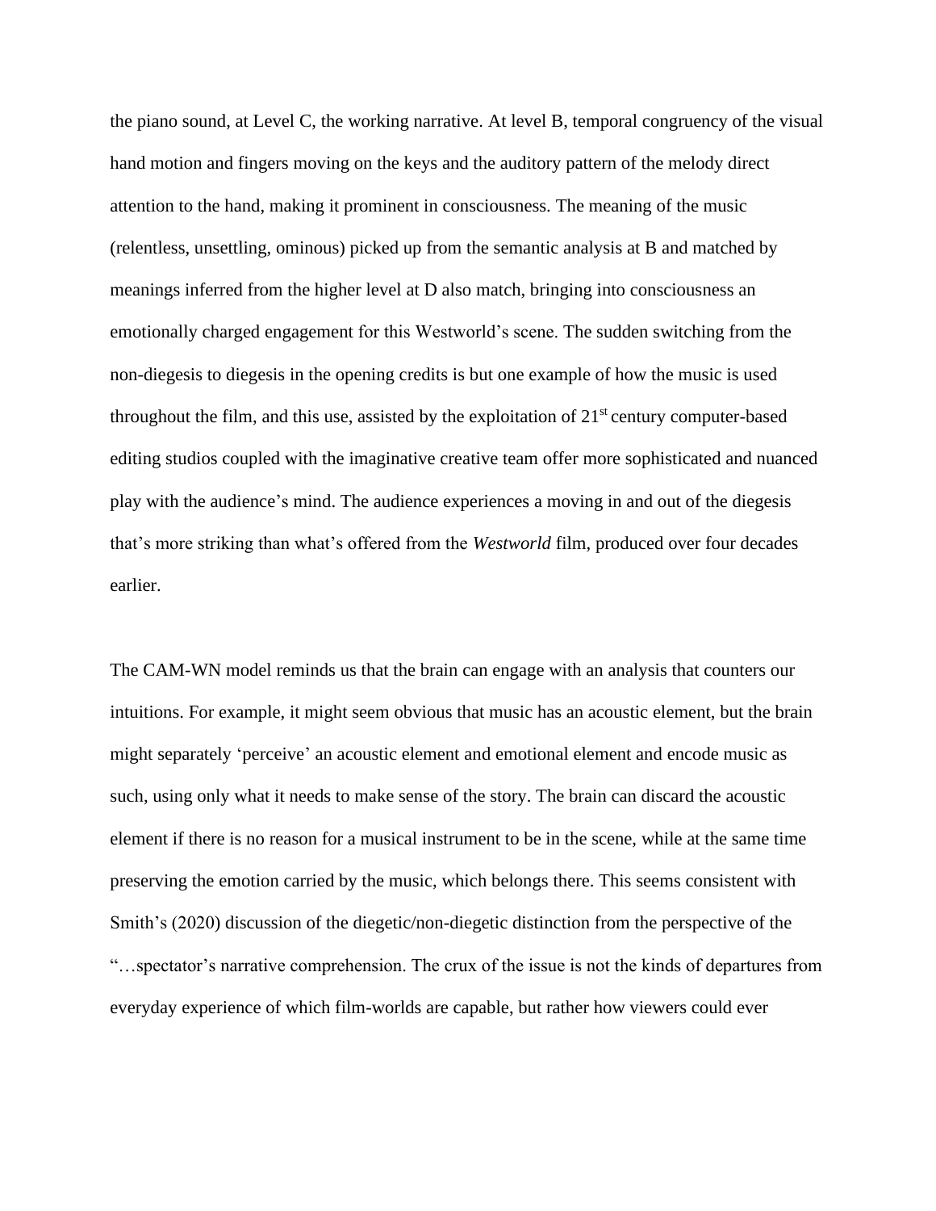the piano sound, at Level C, the working narrative. At level B, temporal congruency of the visual hand motion and fingers moving on the keys and the auditory pattern of the melody direct attention to the hand, making it prominent in consciousness. The meaning of the music (relentless, unsettling, ominous) picked up from the semantic analysis at B and matched by meanings inferred from the higher level at D also match, bringing into consciousness an emotionally charged engagement for this Westworld's scene. The sudden switching from the non-diegesis to diegesis in the opening credits is but one example of how the music is used throughout the film, and this use, assisted by the exploitation of 21st century computer-based editing studios coupled with the imaginative creative team offer more sophisticated and nuanced play with the audience's mind. The audience experiences a moving in and out of the diegesis that's more striking than what's offered from the *Westworld* film, produced over four decades earlier.

The CAM-WN model reminds us that the brain can engage with an analysis that counters our intuitions. For example, it might seem obvious that music has an acoustic element, but the brain might separately 'perceive' an acoustic element and emotional element and encode music as such, using only what it needs to make sense of the story. The brain can discard the acoustic element if there is no reason for a musical instrument to be in the scene, while at the same time preserving the emotion carried by the music, which belongs there. This seems consistent with Smith's (2020) discussion of the diegetic/non-diegetic distinction from the perspective of the "…spectator's narrative comprehension. The crux of the issue is not the kinds of departures from everyday experience of which film-worlds are capable, but rather how viewers could ever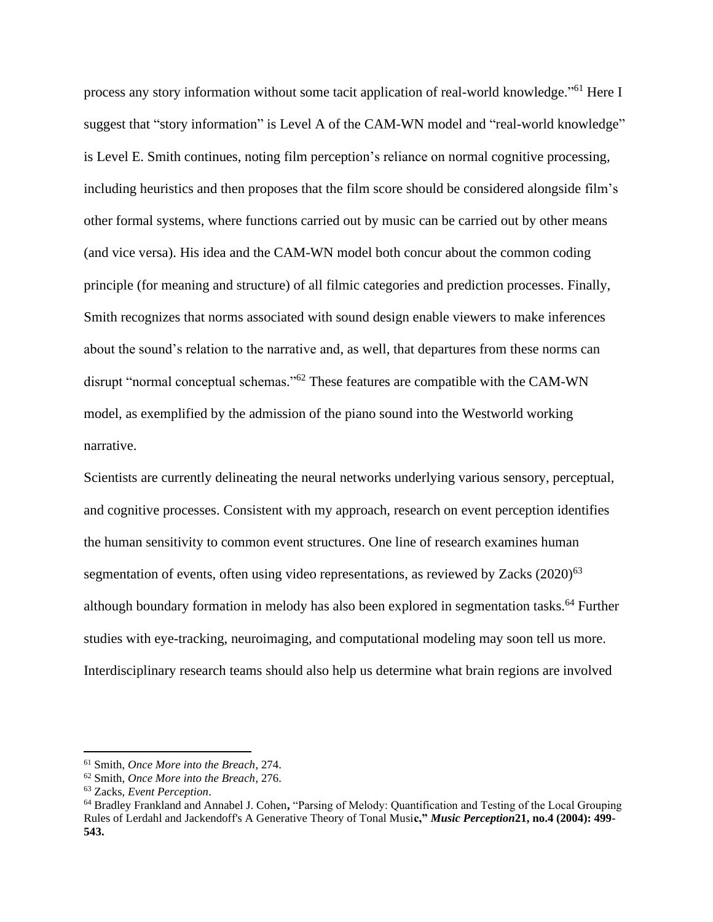process any story information without some tacit application of real-world knowledge."[61] Here I suggest that "story information" is Level A of the CAM-WN model and "real-world knowledge" is Level E. Smith continues, noting film perception's reliance on normal cognitive processing, including heuristics and then proposes that the film score should be considered alongside film's other formal systems, where functions carried out by music can be carried out by other means (and vice versa). His idea and the CAM-WN model both concur about the common coding principle (for meaning and structure) of all filmic categories and prediction processes. Finally, Smith recognizes that norms associated with sound design enable viewers to make inferences about the sound's relation to the narrative and, as well, that departures from these norms can disrupt "normal conceptual schemas."[62] These features are compatible with the CAM-WN model, as exemplified by the admission of the piano sound into the Westworld working narrative.

Scientists are currently delineating the neural networks underlying various sensory, perceptual, and cognitive processes. Consistent with my approach, research on event perception identifies the human sensitivity to common event structures. One line of research examines human segmentation of events, often using video representations, as reviewed by Zacks (2020)[63] although boundary formation in melody has also been explored in segmentation tasks.[64] Further studies with eye-tracking, neuroimaging, and computational modeling may soon tell us more. Interdisciplinary research teams should also help us determine what brain regions are involved

---

[61] Smith, *Once More into the Breach*, 274.

[62] Smith, *Once More into the Breach*, 276.

[63] Zacks, *Event Perception*.

[64] Bradley Frankland and Annabel J. Cohen**,** "Parsing of Melody: Quantification and Testing of the Local Grouping Rules of Lerdahl and Jackendoff's A Generative Theory of Tonal Musi**c,"** ***Music Perception*****21, no.4 (2004): 499-543.**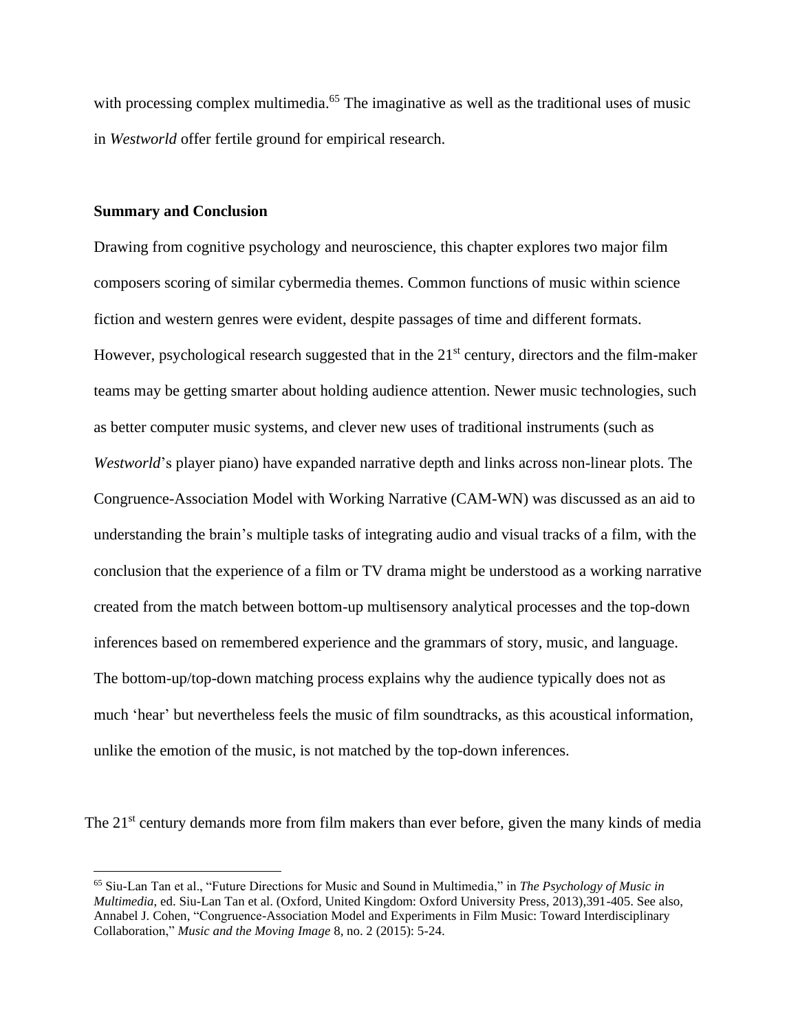with processing complex multimedia.[65] The imaginative as well as the traditional uses of music in *Westworld* offer fertile ground for empirical research.

**Summary and Conclusion**

Drawing from cognitive psychology and neuroscience, this chapter explores two major film composers scoring of similar cybermedia themes. Common functions of music within science fiction and western genres were evident, despite passages of time and different formats. However, psychological research suggested that in the 21st century, directors and the film-maker teams may be getting smarter about holding audience attention. Newer music technologies, such as better computer music systems, and clever new uses of traditional instruments (such as *Westworld*'s player piano) have expanded narrative depth and links across non-linear plots. The Congruence-Association Model with Working Narrative (CAM-WN) was discussed as an aid to understanding the brain's multiple tasks of integrating audio and visual tracks of a film, with the conclusion that the experience of a film or TV drama might be understood as a working narrative created from the match between bottom-up multisensory analytical processes and the top-down inferences based on remembered experience and the grammars of story, music, and language. The bottom-up/top-down matching process explains why the audience typically does not as much 'hear' but nevertheless feels the music of film soundtracks, as this acoustical information, unlike the emotion of the music, is not matched by the top-down inferences.

The 21st century demands more from film makers than ever before, given the many kinds of media

[65] Siu-Lan Tan et al., "Future Directions for Music and Sound in Multimedia," in *The Psychology of Music in Multimedia*, ed. Siu-Lan Tan et al. (Oxford, United Kingdom: Oxford University Press, 2013),391-405. See also, Annabel J. Cohen, "Congruence-Association Model and Experiments in Film Music: Toward Interdisciplinary Collaboration," *Music and the Moving Image* 8, no. 2 (2015): 5-24.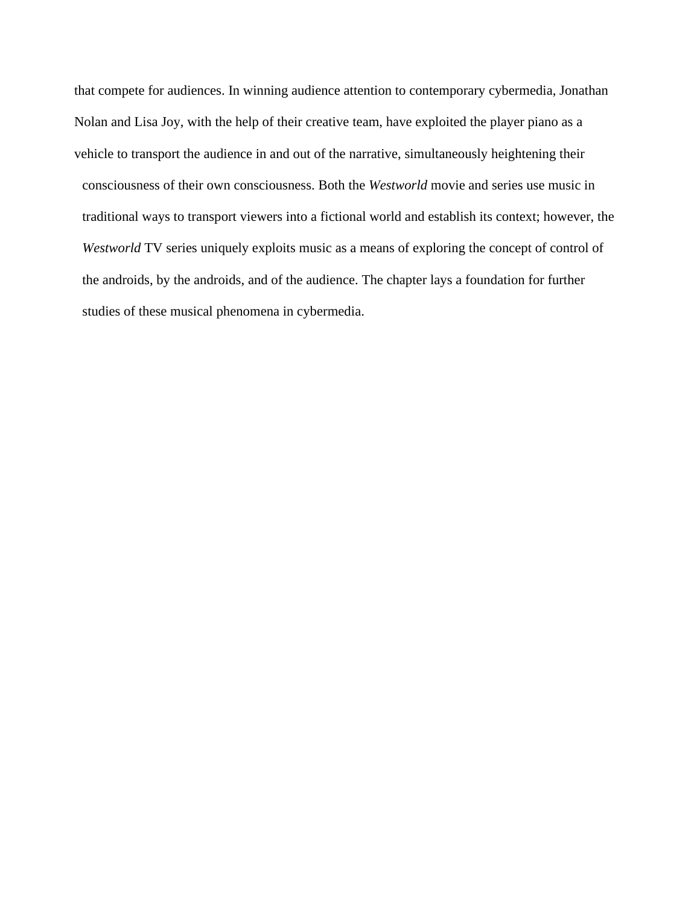that compete for audiences. In winning audience attention to contemporary cybermedia, Jonathan Nolan and Lisa Joy, with the help of their creative team, have exploited the player piano as a vehicle to transport the audience in and out of the narrative, simultaneously heightening their consciousness of their own consciousness. Both the *Westworld* movie and series use music in traditional ways to transport viewers into a fictional world and establish its context; however, the *Westworld* TV series uniquely exploits music as a means of exploring the concept of control of the androids, by the androids, and of the audience. The chapter lays a foundation for further studies of these musical phenomena in cybermedia.